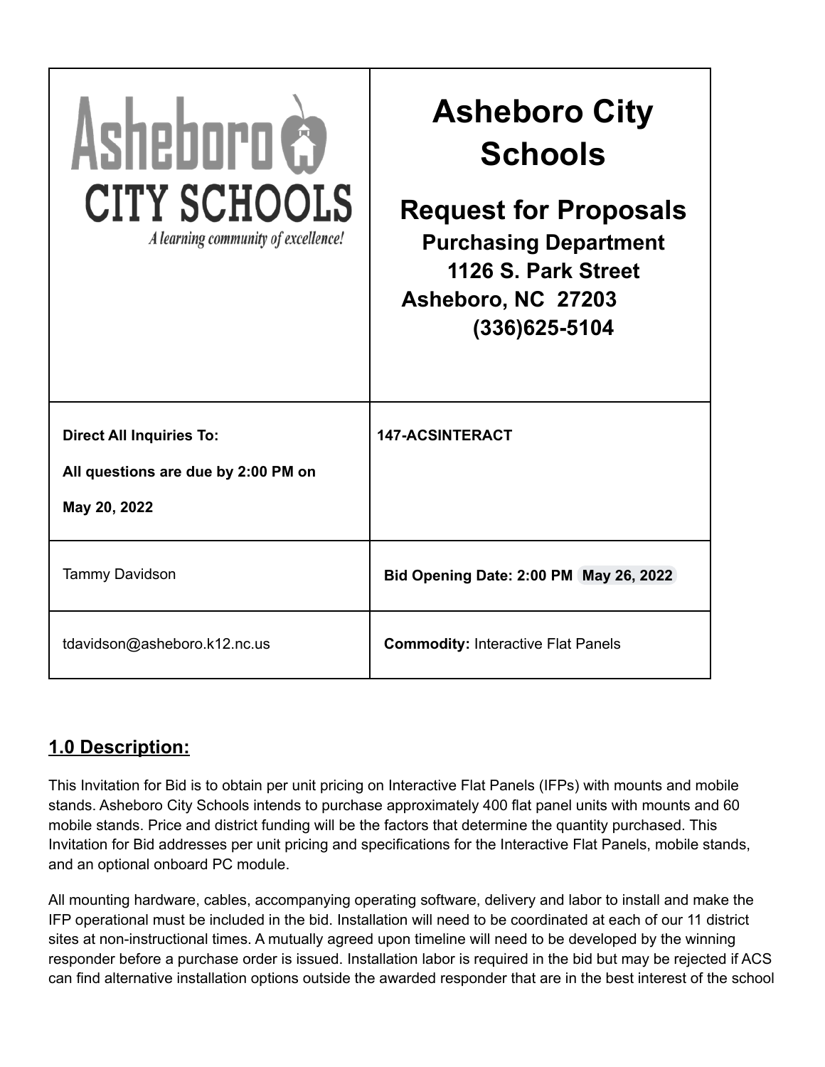| Asheboro CITY SCHOOLS *A learning community of excellence!* | **Asheboro City Schools** **Request for Proposals** **Purchasing Department** **1126 S. Park Street** **Asheboro, NC 27203** **(336)625-5104** |
|---|---|
| **Direct All Inquiries To:** **All questions are due by 2:00 PM on May 20, 2022** | **147-ACSINTERACT** |
| Tammy Davidson | **Bid Opening Date: 2:00 PM May 26, 2022** |
| tdavidson@asheboro.k12.nc.us | **Commodity:** Interactive Flat Panels |

## 1.0 Description:

This Invitation for Bid is to obtain per unit pricing on Interactive Flat Panels (IFPs) with mounts and mobile stands. Asheboro City Schools intends to purchase approximately 400 flat panel units with mounts and 60 mobile stands. Price and district funding will be the factors that determine the quantity purchased. This Invitation for Bid addresses per unit pricing and specifications for the Interactive Flat Panels, mobile stands, and an optional onboard PC module.

All mounting hardware, cables, accompanying operating software, delivery and labor to install and make the IFP operational must be included in the bid. Installation will need to be coordinated at each of our 11 district sites at non-instructional times. A mutually agreed upon timeline will need to be developed by the winning responder before a purchase order is issued. Installation labor is required in the bid but may be rejected if ACS can find alternative installation options outside the awarded responder that are in the best interest of the school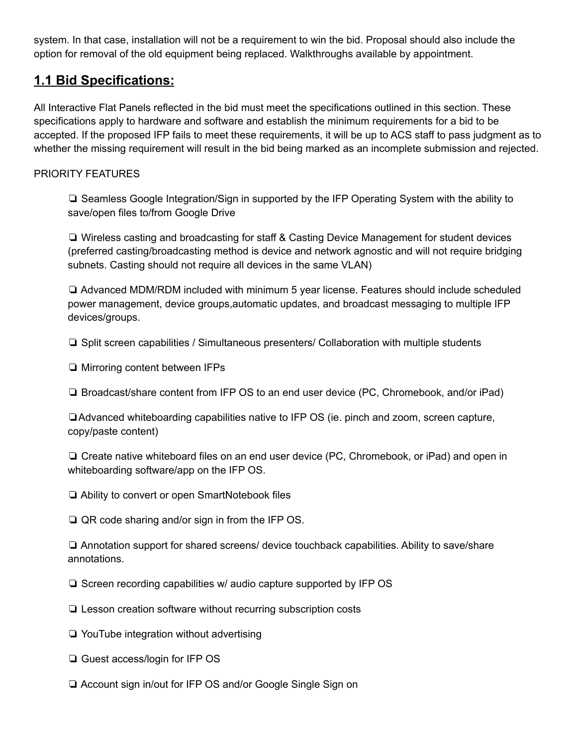system. In that case, installation will not be a requirement to win the bid. Proposal should also include the option for removal of the old equipment being replaced. Walkthroughs available by appointment.

## **1.1 Bid Specifications:**

All Interactive Flat Panels reflected in the bid must meet the specifications outlined in this section. These specifications apply to hardware and software and establish the minimum requirements for a bid to be accepted. If the proposed IFP fails to meet these requirements, it will be up to ACS staff to pass judgment as to whether the missing requirement will result in the bid being marked as an incomplete submission and rejected.

PRIORITY FEATURES

- ❏ Seamless Google Integration/Sign in supported by the IFP Operating System with the ability to save/open files to/from Google Drive
- ❏ Wireless casting and broadcasting for staff & Casting Device Management for student devices (preferred casting/broadcasting method is device and network agnostic and will not require bridging subnets. Casting should not require all devices in the same VLAN)
- ❏ Advanced MDM/RDM included with minimum 5 year license. Features should include scheduled power management, device groups,automatic updates, and broadcast messaging to multiple IFP devices/groups.
- ❏ Split screen capabilities / Simultaneous presenters/ Collaboration with multiple students
- ❏ Mirroring content between IFPs
- ❏ Broadcast/share content from IFP OS to an end user device (PC, Chromebook, and/or iPad)
- ❏Advanced whiteboarding capabilities native to IFP OS (ie. pinch and zoom, screen capture, copy/paste content)
- ❏ Create native whiteboard files on an end user device (PC, Chromebook, or iPad) and open in whiteboarding software/app on the IFP OS.
- ❏ Ability to convert or open SmartNotebook files
- ❏ QR code sharing and/or sign in from the IFP OS.
- ❏ Annotation support for shared screens/ device touchback capabilities. Ability to save/share annotations.
- ❏ Screen recording capabilities w/ audio capture supported by IFP OS
- ❏ Lesson creation software without recurring subscription costs
- ❏ YouTube integration without advertising
- ❏ Guest access/login for IFP OS
- ❏ Account sign in/out for IFP OS and/or Google Single Sign on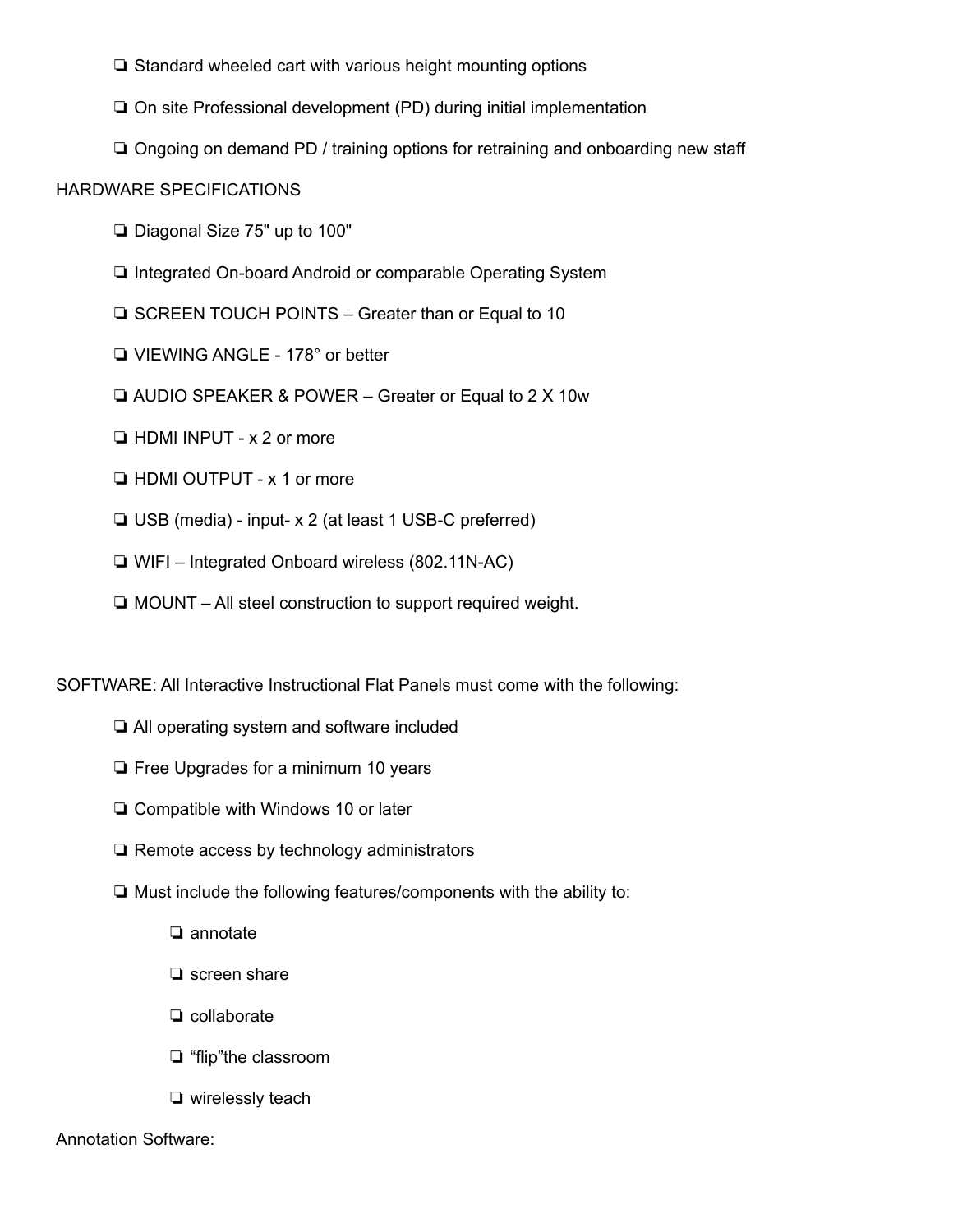- ❏ Standard wheeled cart with various height mounting options
- ❏ On site Professional development (PD) during initial implementation
- ❏ Ongoing on demand PD / training options for retraining and onboarding new staff

HARDWARE SPECIFICATIONS

- ❏ Diagonal Size 75" up to 100"
- ❏ Integrated On-board Android or comparable Operating System
- ❏ SCREEN TOUCH POINTS – Greater than or Equal to 10
- ❏ VIEWING ANGLE - 178° or better
- ❏ AUDIO SPEAKER & POWER – Greater or Equal to 2 X 10w
- ❏ HDMI INPUT - x 2 or more
- ❏ HDMI OUTPUT - x 1 or more
- ❏ USB (media) - input- x 2 (at least 1 USB-C preferred)
- ❏ WIFI – Integrated Onboard wireless (802.11N-AC)
- ❏ MOUNT – All steel construction to support required weight.

SOFTWARE: All Interactive Instructional Flat Panels must come with the following:

- ❏ All operating system and software included
- ❏ Free Upgrades for a minimum 10 years
- ❏ Compatible with Windows 10 or later
- ❏ Remote access by technology administrators
- ❏ Must include the following features/components with the ability to:
  - ❏ annotate
  - ❏ screen share
  - ❏ collaborate
  - ❏ "flip"the classroom
  - ❏ wirelessly teach

Annotation Software: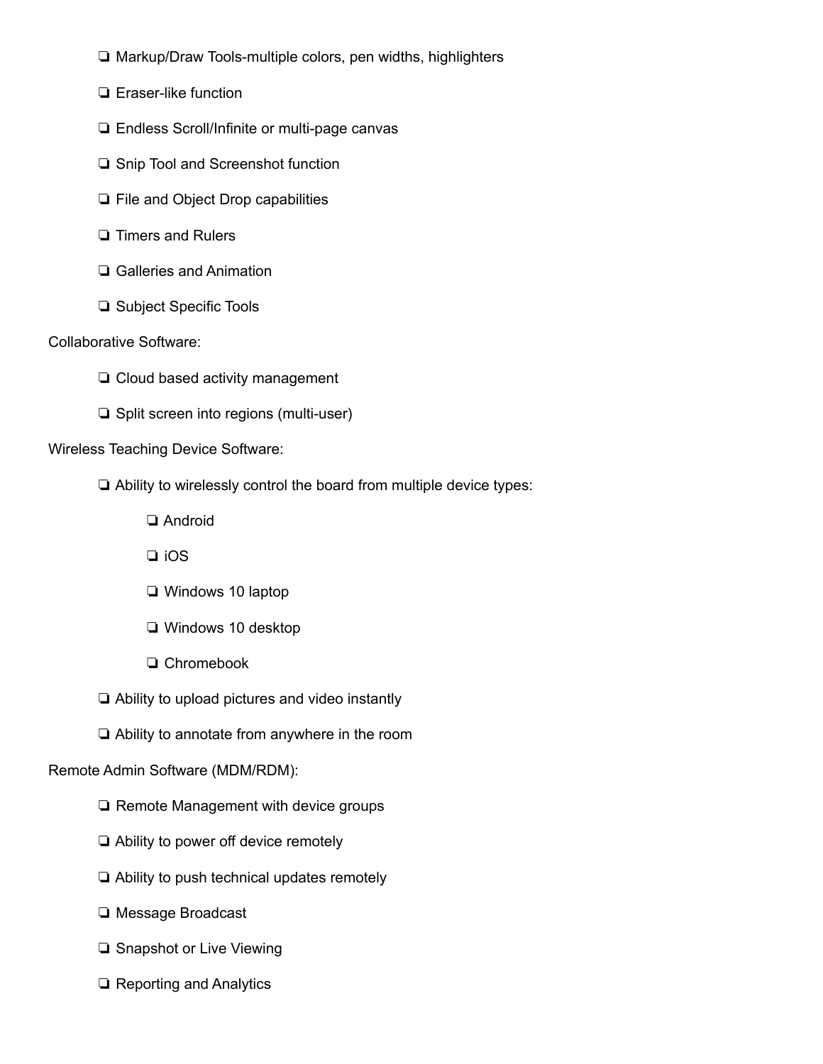- ❏ Markup/Draw Tools-multiple colors, pen widths, highlighters
- ❏ Eraser-like function
- ❏ Endless Scroll/Infinite or multi-page canvas
- ❏ Snip Tool and Screenshot function
- ❏ File and Object Drop capabilities
- ❏ Timers and Rulers
- ❏ Galleries and Animation
- ❏ Subject Specific Tools

Collaborative Software:

- ❏ Cloud based activity management
- ❏ Split screen into regions (multi-user)

Wireless Teaching Device Software:

- ❏ Ability to wirelessly control the board from multiple device types:
  - ❏ Android
  - ❏ iOS
  - ❏ Windows 10 laptop
  - ❏ Windows 10 desktop
  - ❏ Chromebook
- ❏ Ability to upload pictures and video instantly
- ❏ Ability to annotate from anywhere in the room

Remote Admin Software (MDM/RDM):

- ❏ Remote Management with device groups
- ❏ Ability to power off device remotely
- ❏ Ability to push technical updates remotely
- ❏ Message Broadcast
- ❏ Snapshot or Live Viewing
- ❏ Reporting and Analytics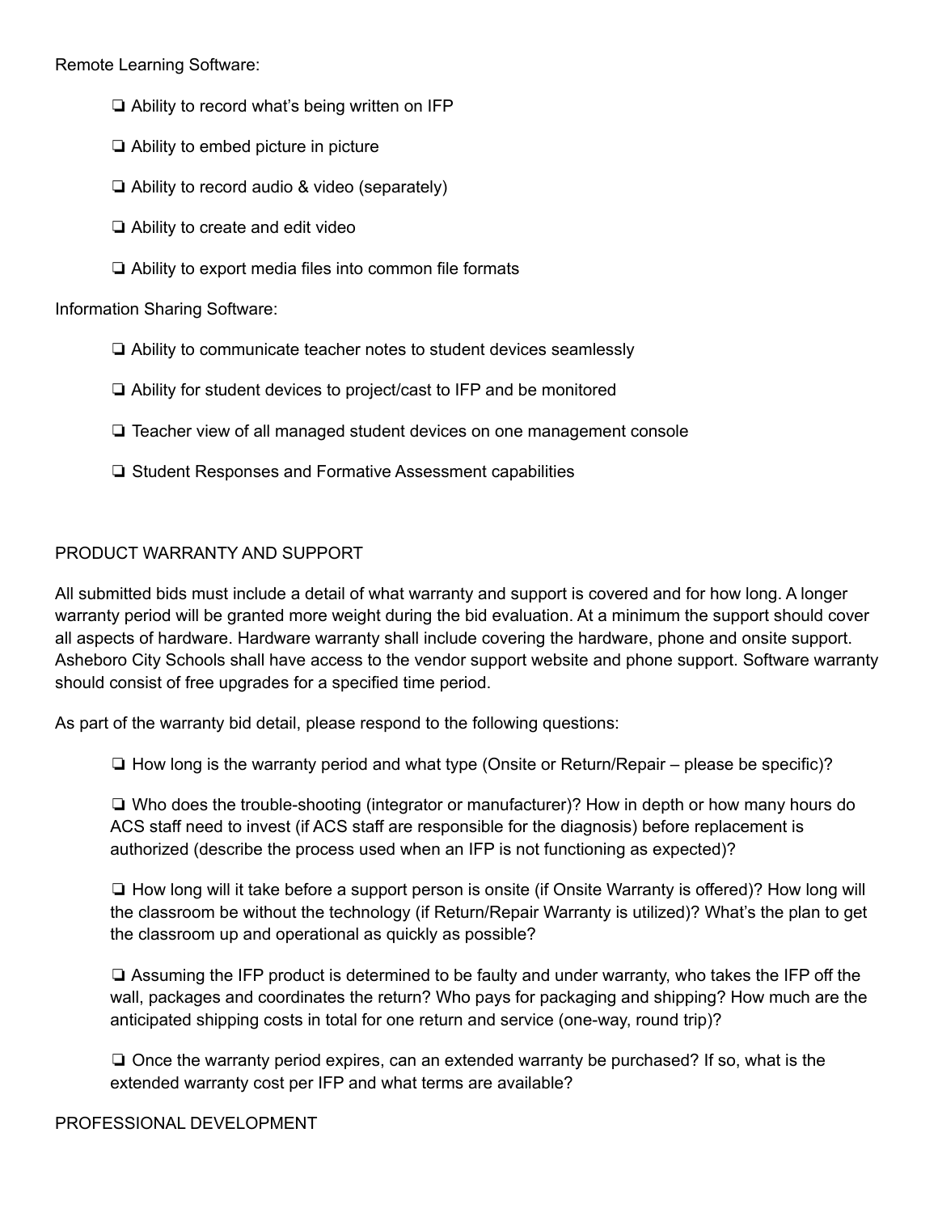Remote Learning Software:

- ❏ Ability to record what's being written on IFP
- ❏ Ability to embed picture in picture
- ❏ Ability to record audio & video (separately)
- ❏ Ability to create and edit video
- ❏ Ability to export media files into common file formats

Information Sharing Software:

- ❏ Ability to communicate teacher notes to student devices seamlessly
- ❏ Ability for student devices to project/cast to IFP and be monitored
- ❏ Teacher view of all managed student devices on one management console
- ❏ Student Responses and Formative Assessment capabilities

PRODUCT WARRANTY AND SUPPORT

All submitted bids must include a detail of what warranty and support is covered and for how long. A longer warranty period will be granted more weight during the bid evaluation. At a minimum the support should cover all aspects of hardware. Hardware warranty shall include covering the hardware, phone and onsite support. Asheboro City Schools shall have access to the vendor support website and phone support. Software warranty should consist of free upgrades for a specified time period.

As part of the warranty bid detail, please respond to the following questions:

- ❏ How long is the warranty period and what type (Onsite or Return/Repair – please be specific)?
- ❏ Who does the trouble-shooting (integrator or manufacturer)? How in depth or how many hours do ACS staff need to invest (if ACS staff are responsible for the diagnosis) before replacement is authorized (describe the process used when an IFP is not functioning as expected)?
- ❏ How long will it take before a support person is onsite (if Onsite Warranty is offered)? How long will the classroom be without the technology (if Return/Repair Warranty is utilized)? What's the plan to get the classroom up and operational as quickly as possible?
- ❏ Assuming the IFP product is determined to be faulty and under warranty, who takes the IFP off the wall, packages and coordinates the return? Who pays for packaging and shipping? How much are the anticipated shipping costs in total for one return and service (one-way, round trip)?
- ❏ Once the warranty period expires, can an extended warranty be purchased? If so, what is the extended warranty cost per IFP and what terms are available?

PROFESSIONAL DEVELOPMENT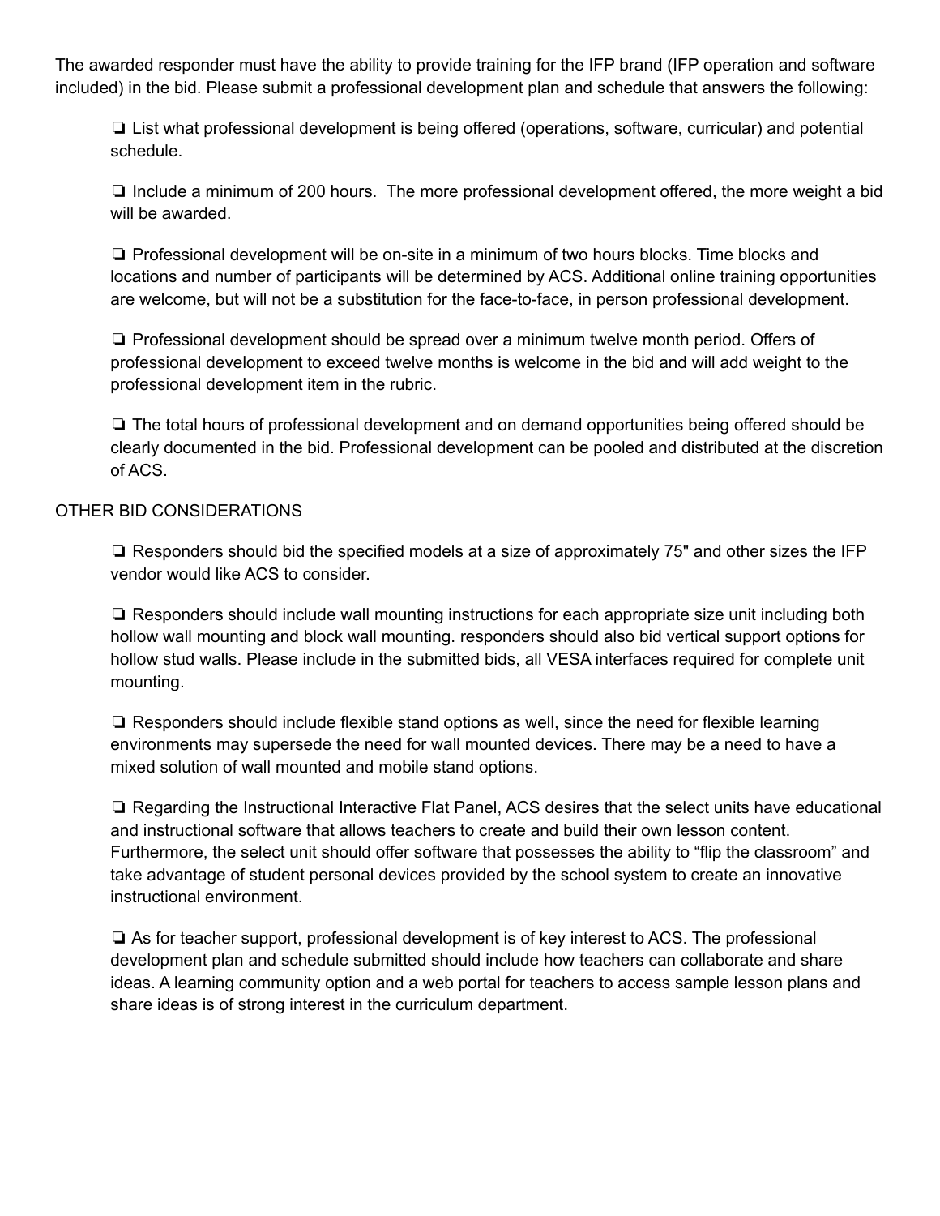The awarded responder must have the ability to provide training for the IFP brand (IFP operation and software included) in the bid. Please submit a professional development plan and schedule that answers the following:

❏ List what professional development is being offered (operations, software, curricular) and potential schedule.

❏ Include a minimum of 200 hours. The more professional development offered, the more weight a bid will be awarded.

❏ Professional development will be on-site in a minimum of two hours blocks. Time blocks and locations and number of participants will be determined by ACS. Additional online training opportunities are welcome, but will not be a substitution for the face-to-face, in person professional development.

❏ Professional development should be spread over a minimum twelve month period. Offers of professional development to exceed twelve months is welcome in the bid and will add weight to the professional development item in the rubric.

❏ The total hours of professional development and on demand opportunities being offered should be clearly documented in the bid. Professional development can be pooled and distributed at the discretion of ACS.

OTHER BID CONSIDERATIONS

❏ Responders should bid the specified models at a size of approximately 75" and other sizes the IFP vendor would like ACS to consider.

❏ Responders should include wall mounting instructions for each appropriate size unit including both hollow wall mounting and block wall mounting. responders should also bid vertical support options for hollow stud walls. Please include in the submitted bids, all VESA interfaces required for complete unit mounting.

❏ Responders should include flexible stand options as well, since the need for flexible learning environments may supersede the need for wall mounted devices. There may be a need to have a mixed solution of wall mounted and mobile stand options.

❏ Regarding the Instructional Interactive Flat Panel, ACS desires that the select units have educational and instructional software that allows teachers to create and build their own lesson content. Furthermore, the select unit should offer software that possesses the ability to "flip the classroom" and take advantage of student personal devices provided by the school system to create an innovative instructional environment.

❏ As for teacher support, professional development is of key interest to ACS. The professional development plan and schedule submitted should include how teachers can collaborate and share ideas. A learning community option and a web portal for teachers to access sample lesson plans and share ideas is of strong interest in the curriculum department.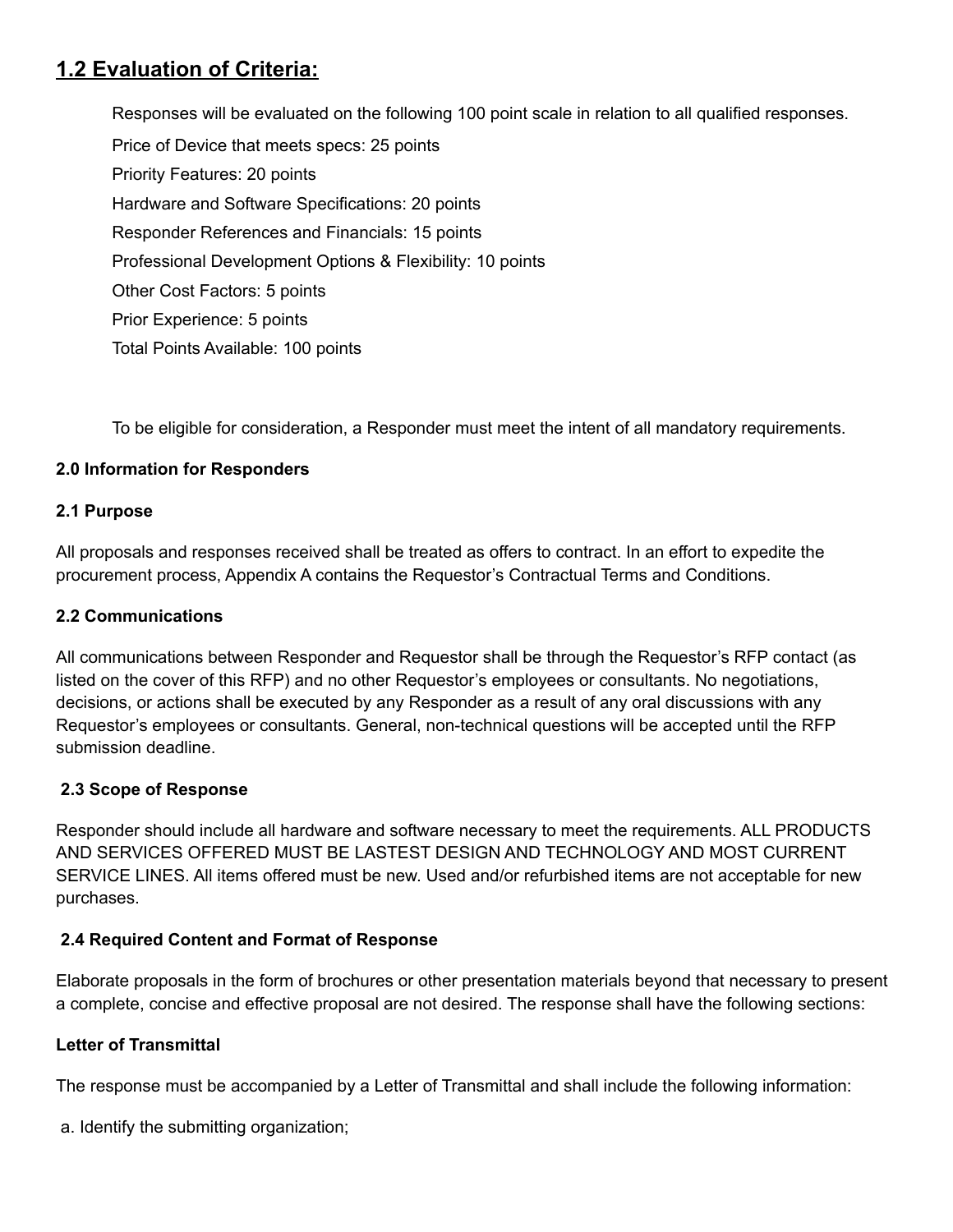## 1.2 Evaluation of Criteria:

Responses will be evaluated on the following 100 point scale in relation to all qualified responses.

Price of Device that meets specs: 25 points

Priority Features: 20 points

Hardware and Software Specifications: 20 points

Responder References and Financials: 15 points

Professional Development Options & Flexibility: 10 points

Other Cost Factors: 5 points

Prior Experience: 5 points

Total Points Available: 100 points

To be eligible for consideration, a Responder must meet the intent of all mandatory requirements.

### 2.0 Information for Responders

### 2.1 Purpose

All proposals and responses received shall be treated as offers to contract. In an effort to expedite the procurement process, Appendix A contains the Requestor's Contractual Terms and Conditions.

### 2.2 Communications

All communications between Responder and Requestor shall be through the Requestor's RFP contact (as listed on the cover of this RFP) and no other Requestor's employees or consultants. No negotiations, decisions, or actions shall be executed by any Responder as a result of any oral discussions with any Requestor's employees or consultants. General, non-technical questions will be accepted until the RFP submission deadline.

### 2.3 Scope of Response

Responder should include all hardware and software necessary to meet the requirements. ALL PRODUCTS AND SERVICES OFFERED MUST BE LASTEST DESIGN AND TECHNOLOGY AND MOST CURRENT SERVICE LINES. All items offered must be new. Used and/or refurbished items are not acceptable for new purchases.

### 2.4 Required Content and Format of Response

Elaborate proposals in the form of brochures or other presentation materials beyond that necessary to present a complete, concise and effective proposal are not desired. The response shall have the following sections:

**Letter of Transmittal**

The response must be accompanied by a Letter of Transmittal and shall include the following information:

a. Identify the submitting organization;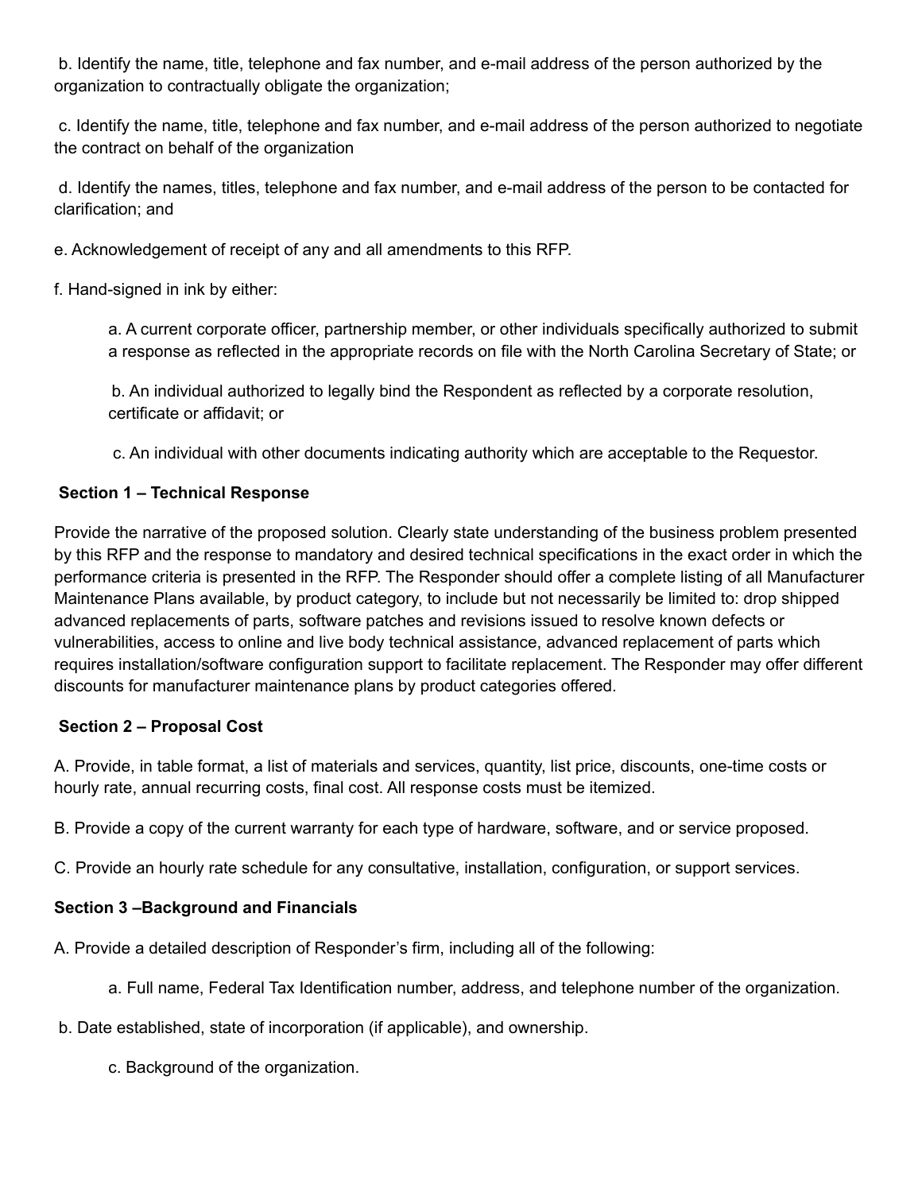b. Identify the name, title, telephone and fax number, and e-mail address of the person authorized by the organization to contractually obligate the organization;

c. Identify the name, title, telephone and fax number, and e-mail address of the person authorized to negotiate the contract on behalf of the organization

d. Identify the names, titles, telephone and fax number, and e-mail address of the person to be contacted for clarification; and

e. Acknowledgement of receipt of any and all amendments to this RFP.

f. Hand-signed in ink by either:

> a. A current corporate officer, partnership member, or other individuals specifically authorized to submit a response as reflected in the appropriate records on file with the North Carolina Secretary of State; or
>
> b. An individual authorized to legally bind the Respondent as reflected by a corporate resolution, certificate or affidavit; or
>
> c. An individual with other documents indicating authority which are acceptable to the Requestor.

**Section 1 – Technical Response**

Provide the narrative of the proposed solution. Clearly state understanding of the business problem presented by this RFP and the response to mandatory and desired technical specifications in the exact order in which the performance criteria is presented in the RFP. The Responder should offer a complete listing of all Manufacturer Maintenance Plans available, by product category, to include but not necessarily be limited to: drop shipped advanced replacements of parts, software patches and revisions issued to resolve known defects or vulnerabilities, access to online and live body technical assistance, advanced replacement of parts which requires installation/software configuration support to facilitate replacement. The Responder may offer different discounts for manufacturer maintenance plans by product categories offered.

**Section 2 – Proposal Cost**

A. Provide, in table format, a list of materials and services, quantity, list price, discounts, one-time costs or hourly rate, annual recurring costs, final cost. All response costs must be itemized.

B. Provide a copy of the current warranty for each type of hardware, software, and or service proposed.

C. Provide an hourly rate schedule for any consultative, installation, configuration, or support services.

**Section 3 –Background and Financials**

A. Provide a detailed description of Responder's firm, including all of the following:

> a. Full name, Federal Tax Identification number, address, and telephone number of the organization.

b. Date established, state of incorporation (if applicable), and ownership.

> c. Background of the organization.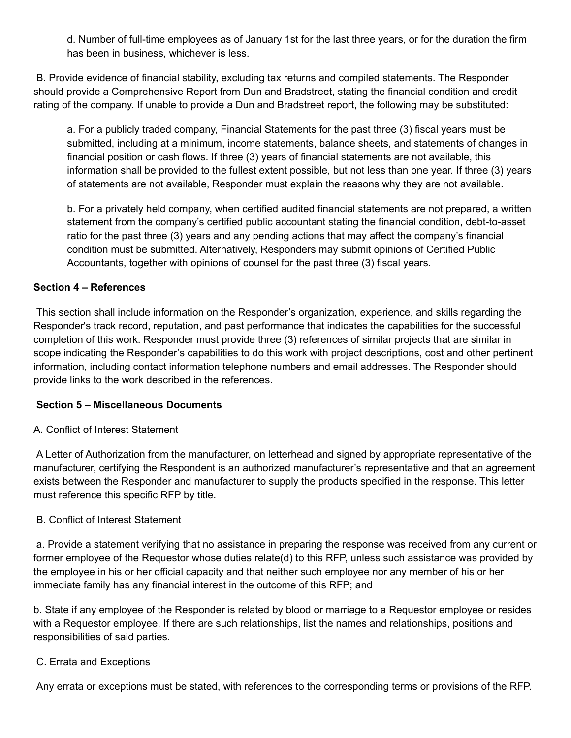d. Number of full-time employees as of January 1st for the last three years, or for the duration the firm has been in business, whichever is less.

B. Provide evidence of financial stability, excluding tax returns and compiled statements. The Responder should provide a Comprehensive Report from Dun and Bradstreet, stating the financial condition and credit rating of the company. If unable to provide a Dun and Bradstreet report, the following may be substituted:

a. For a publicly traded company, Financial Statements for the past three (3) fiscal years must be submitted, including at a minimum, income statements, balance sheets, and statements of changes in financial position or cash flows. If three (3) years of financial statements are not available, this information shall be provided to the fullest extent possible, but not less than one year. If three (3) years of statements are not available, Responder must explain the reasons why they are not available.

b. For a privately held company, when certified audited financial statements are not prepared, a written statement from the company's certified public accountant stating the financial condition, debt-to-asset ratio for the past three (3) years and any pending actions that may affect the company's financial condition must be submitted. Alternatively, Responders may submit opinions of Certified Public Accountants, together with opinions of counsel for the past three (3) fiscal years.

**Section 4 – References**

This section shall include information on the Responder's organization, experience, and skills regarding the Responder's track record, reputation, and past performance that indicates the capabilities for the successful completion of this work. Responder must provide three (3) references of similar projects that are similar in scope indicating the Responder's capabilities to do this work with project descriptions, cost and other pertinent information, including contact information telephone numbers and email addresses. The Responder should provide links to the work described in the references.

**Section 5 – Miscellaneous Documents**

A. Conflict of Interest Statement

A Letter of Authorization from the manufacturer, on letterhead and signed by appropriate representative of the manufacturer, certifying the Respondent is an authorized manufacturer's representative and that an agreement exists between the Responder and manufacturer to supply the products specified in the response. This letter must reference this specific RFP by title.

B. Conflict of Interest Statement

a. Provide a statement verifying that no assistance in preparing the response was received from any current or former employee of the Requestor whose duties relate(d) to this RFP, unless such assistance was provided by the employee in his or her official capacity and that neither such employee nor any member of his or her immediate family has any financial interest in the outcome of this RFP; and

b. State if any employee of the Responder is related by blood or marriage to a Requestor employee or resides with a Requestor employee. If there are such relationships, list the names and relationships, positions and responsibilities of said parties.

C. Errata and Exceptions

Any errata or exceptions must be stated, with references to the corresponding terms or provisions of the RFP.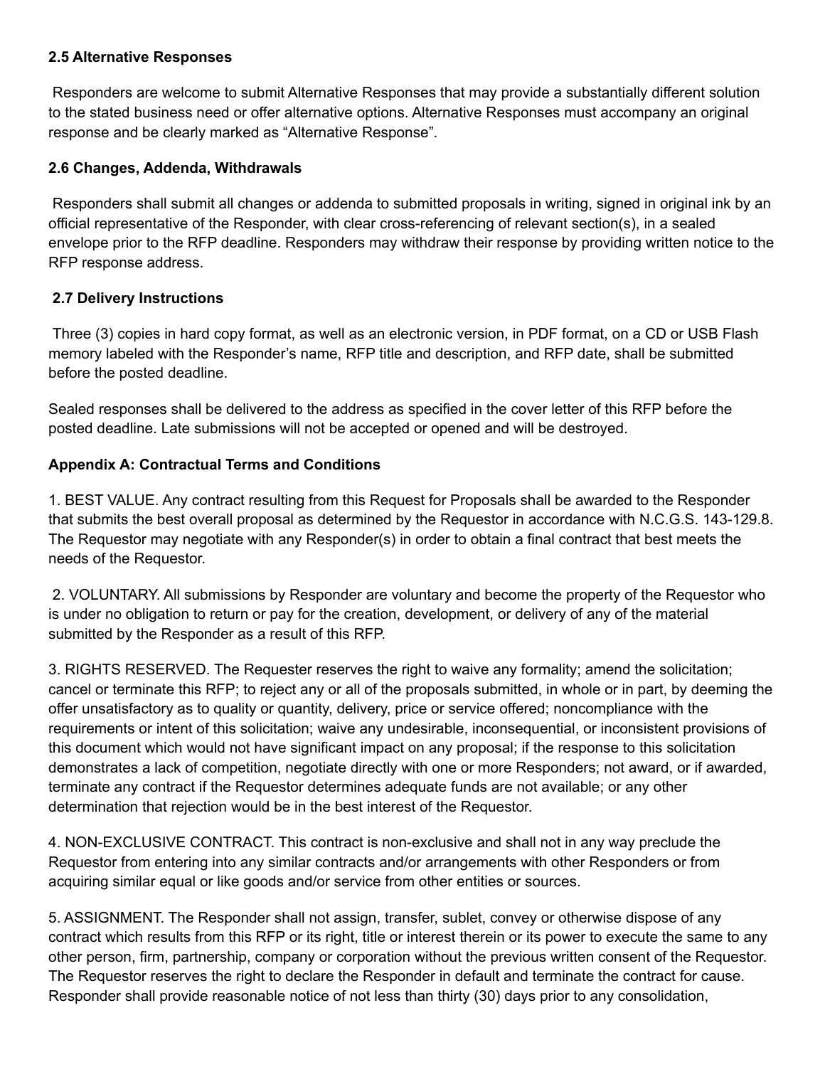**2.5 Alternative Responses**

Responders are welcome to submit Alternative Responses that may provide a substantially different solution to the stated business need or offer alternative options. Alternative Responses must accompany an original response and be clearly marked as "Alternative Response".

**2.6 Changes, Addenda, Withdrawals**

Responders shall submit all changes or addenda to submitted proposals in writing, signed in original ink by an official representative of the Responder, with clear cross-referencing of relevant section(s), in a sealed envelope prior to the RFP deadline. Responders may withdraw their response by providing written notice to the RFP response address.

**2.7 Delivery Instructions**

Three (3) copies in hard copy format, as well as an electronic version, in PDF format, on a CD or USB Flash memory labeled with the Responder's name, RFP title and description, and RFP date, shall be submitted before the posted deadline.

Sealed responses shall be delivered to the address as specified in the cover letter of this RFP before the posted deadline. Late submissions will not be accepted or opened and will be destroyed.

**Appendix A: Contractual Terms and Conditions**

1. BEST VALUE. Any contract resulting from this Request for Proposals shall be awarded to the Responder that submits the best overall proposal as determined by the Requestor in accordance with N.C.G.S. 143-129.8. The Requestor may negotiate with any Responder(s) in order to obtain a final contract that best meets the needs of the Requestor.

2. VOLUNTARY. All submissions by Responder are voluntary and become the property of the Requestor who is under no obligation to return or pay for the creation, development, or delivery of any of the material submitted by the Responder as a result of this RFP.

3. RIGHTS RESERVED. The Requester reserves the right to waive any formality; amend the solicitation; cancel or terminate this RFP; to reject any or all of the proposals submitted, in whole or in part, by deeming the offer unsatisfactory as to quality or quantity, delivery, price or service offered; noncompliance with the requirements or intent of this solicitation; waive any undesirable, inconsequential, or inconsistent provisions of this document which would not have significant impact on any proposal; if the response to this solicitation demonstrates a lack of competition, negotiate directly with one or more Responders; not award, or if awarded, terminate any contract if the Requestor determines adequate funds are not available; or any other determination that rejection would be in the best interest of the Requestor.

4. NON-EXCLUSIVE CONTRACT. This contract is non-exclusive and shall not in any way preclude the Requestor from entering into any similar contracts and/or arrangements with other Responders or from acquiring similar equal or like goods and/or service from other entities or sources.

5. ASSIGNMENT. The Responder shall not assign, transfer, sublet, convey or otherwise dispose of any contract which results from this RFP or its right, title or interest therein or its power to execute the same to any other person, firm, partnership, company or corporation without the previous written consent of the Requestor. The Requestor reserves the right to declare the Responder in default and terminate the contract for cause. Responder shall provide reasonable notice of not less than thirty (30) days prior to any consolidation,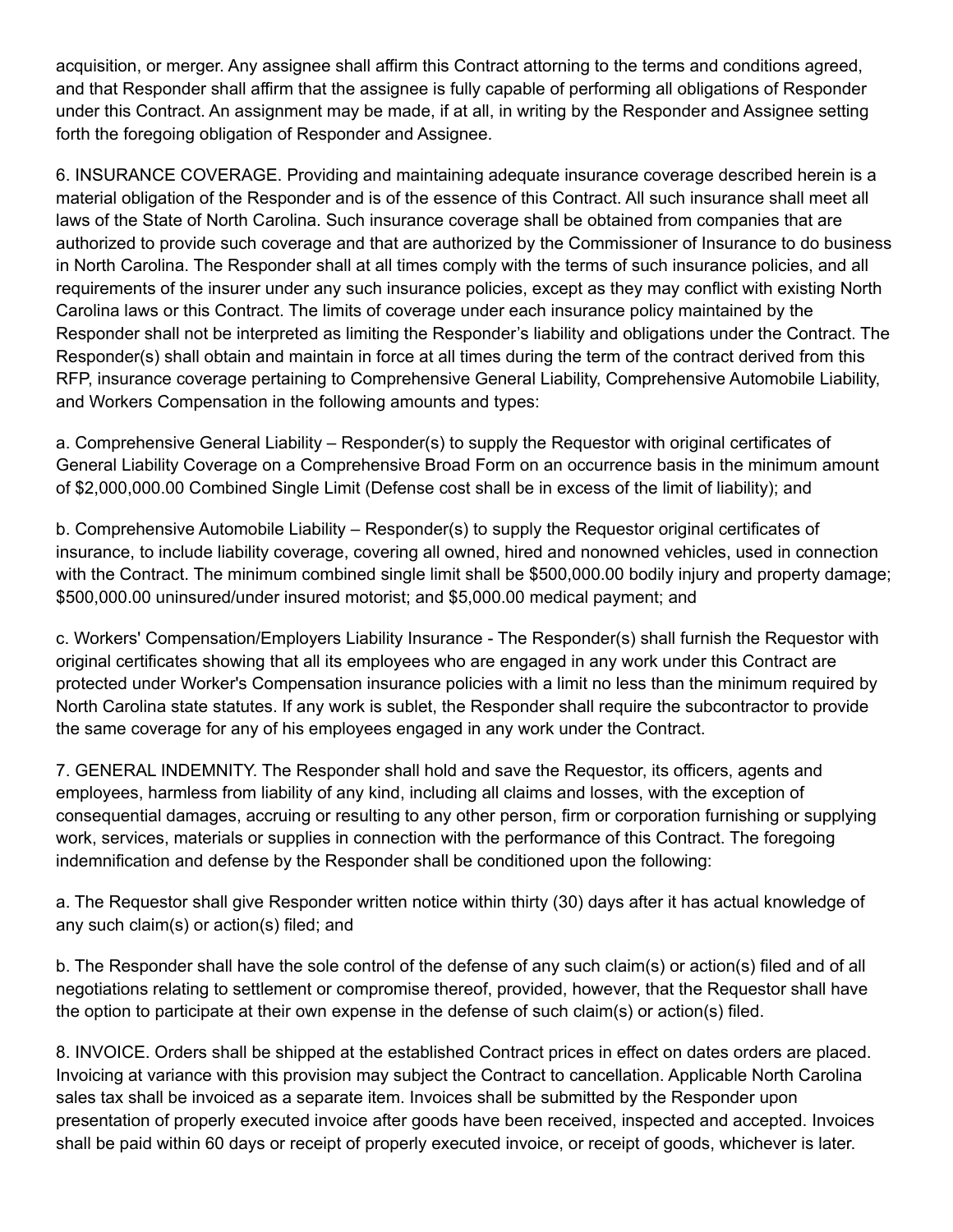acquisition, or merger. Any assignee shall affirm this Contract attorning to the terms and conditions agreed, and that Responder shall affirm that the assignee is fully capable of performing all obligations of Responder under this Contract. An assignment may be made, if at all, in writing by the Responder and Assignee setting forth the foregoing obligation of Responder and Assignee.

6. INSURANCE COVERAGE. Providing and maintaining adequate insurance coverage described herein is a material obligation of the Responder and is of the essence of this Contract. All such insurance shall meet all laws of the State of North Carolina. Such insurance coverage shall be obtained from companies that are authorized to provide such coverage and that are authorized by the Commissioner of Insurance to do business in North Carolina. The Responder shall at all times comply with the terms of such insurance policies, and all requirements of the insurer under any such insurance policies, except as they may conflict with existing North Carolina laws or this Contract. The limits of coverage under each insurance policy maintained by the Responder shall not be interpreted as limiting the Responder's liability and obligations under the Contract. The Responder(s) shall obtain and maintain in force at all times during the term of the contract derived from this RFP, insurance coverage pertaining to Comprehensive General Liability, Comprehensive Automobile Liability, and Workers Compensation in the following amounts and types:

a. Comprehensive General Liability – Responder(s) to supply the Requestor with original certificates of General Liability Coverage on a Comprehensive Broad Form on an occurrence basis in the minimum amount of $2,000,000.00 Combined Single Limit (Defense cost shall be in excess of the limit of liability); and

b. Comprehensive Automobile Liability – Responder(s) to supply the Requestor original certificates of insurance, to include liability coverage, covering all owned, hired and nonowned vehicles, used in connection with the Contract. The minimum combined single limit shall be $500,000.00 bodily injury and property damage; $500,000.00 uninsured/under insured motorist; and $5,000.00 medical payment; and

c. Workers' Compensation/Employers Liability Insurance - The Responder(s) shall furnish the Requestor with original certificates showing that all its employees who are engaged in any work under this Contract are protected under Worker's Compensation insurance policies with a limit no less than the minimum required by North Carolina state statutes. If any work is sublet, the Responder shall require the subcontractor to provide the same coverage for any of his employees engaged in any work under the Contract.

7. GENERAL INDEMNITY. The Responder shall hold and save the Requestor, its officers, agents and employees, harmless from liability of any kind, including all claims and losses, with the exception of consequential damages, accruing or resulting to any other person, firm or corporation furnishing or supplying work, services, materials or supplies in connection with the performance of this Contract. The foregoing indemnification and defense by the Responder shall be conditioned upon the following:

a. The Requestor shall give Responder written notice within thirty (30) days after it has actual knowledge of any such claim(s) or action(s) filed; and

b. The Responder shall have the sole control of the defense of any such claim(s) or action(s) filed and of all negotiations relating to settlement or compromise thereof, provided, however, that the Requestor shall have the option to participate at their own expense in the defense of such claim(s) or action(s) filed.

8. INVOICE. Orders shall be shipped at the established Contract prices in effect on dates orders are placed. Invoicing at variance with this provision may subject the Contract to cancellation. Applicable North Carolina sales tax shall be invoiced as a separate item. Invoices shall be submitted by the Responder upon presentation of properly executed invoice after goods have been received, inspected and accepted. Invoices shall be paid within 60 days or receipt of properly executed invoice, or receipt of goods, whichever is later.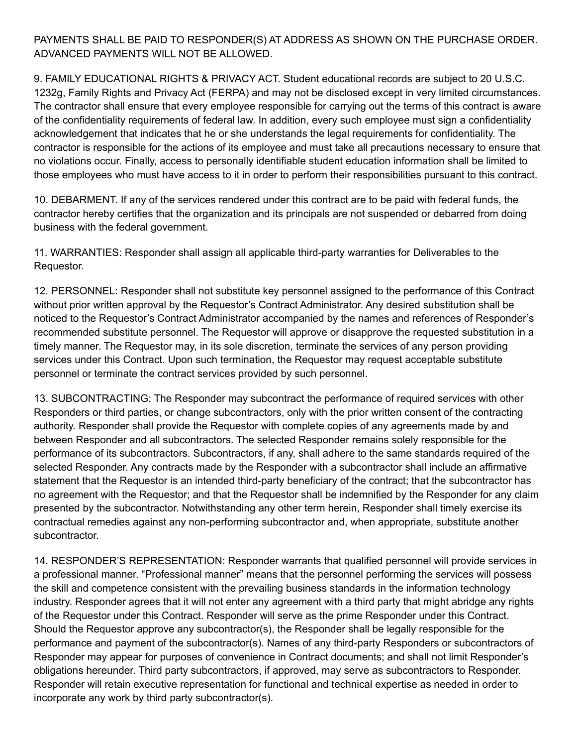PAYMENTS SHALL BE PAID TO RESPONDER(S) AT ADDRESS AS SHOWN ON THE PURCHASE ORDER. ADVANCED PAYMENTS WILL NOT BE ALLOWED.

9. FAMILY EDUCATIONAL RIGHTS & PRIVACY ACT. Student educational records are subject to 20 U.S.C. 1232g, Family Rights and Privacy Act (FERPA) and may not be disclosed except in very limited circumstances. The contractor shall ensure that every employee responsible for carrying out the terms of this contract is aware of the confidentiality requirements of federal law. In addition, every such employee must sign a confidentiality acknowledgement that indicates that he or she understands the legal requirements for confidentiality. The contractor is responsible for the actions of its employee and must take all precautions necessary to ensure that no violations occur. Finally, access to personally identifiable student education information shall be limited to those employees who must have access to it in order to perform their responsibilities pursuant to this contract.

10. DEBARMENT. If any of the services rendered under this contract are to be paid with federal funds, the contractor hereby certifies that the organization and its principals are not suspended or debarred from doing business with the federal government.

11. WARRANTIES: Responder shall assign all applicable third-party warranties for Deliverables to the Requestor.

12. PERSONNEL: Responder shall not substitute key personnel assigned to the performance of this Contract without prior written approval by the Requestor's Contract Administrator. Any desired substitution shall be noticed to the Requestor's Contract Administrator accompanied by the names and references of Responder's recommended substitute personnel. The Requestor will approve or disapprove the requested substitution in a timely manner. The Requestor may, in its sole discretion, terminate the services of any person providing services under this Contract. Upon such termination, the Requestor may request acceptable substitute personnel or terminate the contract services provided by such personnel.

13. SUBCONTRACTING: The Responder may subcontract the performance of required services with other Responders or third parties, or change subcontractors, only with the prior written consent of the contracting authority. Responder shall provide the Requestor with complete copies of any agreements made by and between Responder and all subcontractors. The selected Responder remains solely responsible for the performance of its subcontractors. Subcontractors, if any, shall adhere to the same standards required of the selected Responder. Any contracts made by the Responder with a subcontractor shall include an affirmative statement that the Requestor is an intended third-party beneficiary of the contract; that the subcontractor has no agreement with the Requestor; and that the Requestor shall be indemnified by the Responder for any claim presented by the subcontractor. Notwithstanding any other term herein, Responder shall timely exercise its contractual remedies against any non-performing subcontractor and, when appropriate, substitute another subcontractor.

14. RESPONDER'S REPRESENTATION: Responder warrants that qualified personnel will provide services in a professional manner. "Professional manner" means that the personnel performing the services will possess the skill and competence consistent with the prevailing business standards in the information technology industry. Responder agrees that it will not enter any agreement with a third party that might abridge any rights of the Requestor under this Contract. Responder will serve as the prime Responder under this Contract. Should the Requestor approve any subcontractor(s), the Responder shall be legally responsible for the performance and payment of the subcontractor(s). Names of any third-party Responders or subcontractors of Responder may appear for purposes of convenience in Contract documents; and shall not limit Responder's obligations hereunder. Third party subcontractors, if approved, may serve as subcontractors to Responder. Responder will retain executive representation for functional and technical expertise as needed in order to incorporate any work by third party subcontractor(s).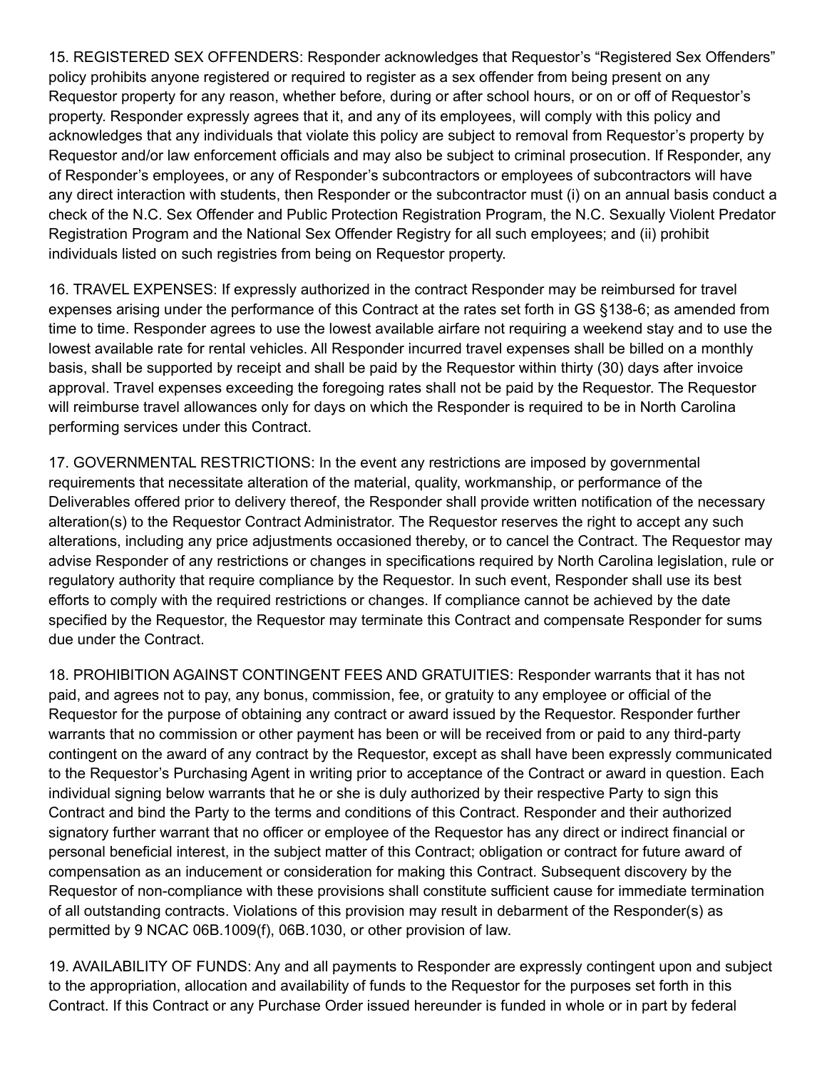15. REGISTERED SEX OFFENDERS: Responder acknowledges that Requestor's "Registered Sex Offenders" policy prohibits anyone registered or required to register as a sex offender from being present on any Requestor property for any reason, whether before, during or after school hours, or on or off of Requestor's property. Responder expressly agrees that it, and any of its employees, will comply with this policy and acknowledges that any individuals that violate this policy are subject to removal from Requestor's property by Requestor and/or law enforcement officials and may also be subject to criminal prosecution. If Responder, any of Responder's employees, or any of Responder's subcontractors or employees of subcontractors will have any direct interaction with students, then Responder or the subcontractor must (i) on an annual basis conduct a check of the N.C. Sex Offender and Public Protection Registration Program, the N.C. Sexually Violent Predator Registration Program and the National Sex Offender Registry for all such employees; and (ii) prohibit individuals listed on such registries from being on Requestor property.

16. TRAVEL EXPENSES: If expressly authorized in the contract Responder may be reimbursed for travel expenses arising under the performance of this Contract at the rates set forth in GS §138-6; as amended from time to time. Responder agrees to use the lowest available airfare not requiring a weekend stay and to use the lowest available rate for rental vehicles. All Responder incurred travel expenses shall be billed on a monthly basis, shall be supported by receipt and shall be paid by the Requestor within thirty (30) days after invoice approval. Travel expenses exceeding the foregoing rates shall not be paid by the Requestor. The Requestor will reimburse travel allowances only for days on which the Responder is required to be in North Carolina performing services under this Contract.

17. GOVERNMENTAL RESTRICTIONS: In the event any restrictions are imposed by governmental requirements that necessitate alteration of the material, quality, workmanship, or performance of the Deliverables offered prior to delivery thereof, the Responder shall provide written notification of the necessary alteration(s) to the Requestor Contract Administrator. The Requestor reserves the right to accept any such alterations, including any price adjustments occasioned thereby, or to cancel the Contract. The Requestor may advise Responder of any restrictions or changes in specifications required by North Carolina legislation, rule or regulatory authority that require compliance by the Requestor. In such event, Responder shall use its best efforts to comply with the required restrictions or changes. If compliance cannot be achieved by the date specified by the Requestor, the Requestor may terminate this Contract and compensate Responder for sums due under the Contract.

18. PROHIBITION AGAINST CONTINGENT FEES AND GRATUITIES: Responder warrants that it has not paid, and agrees not to pay, any bonus, commission, fee, or gratuity to any employee or official of the Requestor for the purpose of obtaining any contract or award issued by the Requestor. Responder further warrants that no commission or other payment has been or will be received from or paid to any third-party contingent on the award of any contract by the Requestor, except as shall have been expressly communicated to the Requestor's Purchasing Agent in writing prior to acceptance of the Contract or award in question. Each individual signing below warrants that he or she is duly authorized by their respective Party to sign this Contract and bind the Party to the terms and conditions of this Contract. Responder and their authorized signatory further warrant that no officer or employee of the Requestor has any direct or indirect financial or personal beneficial interest, in the subject matter of this Contract; obligation or contract for future award of compensation as an inducement or consideration for making this Contract. Subsequent discovery by the Requestor of non-compliance with these provisions shall constitute sufficient cause for immediate termination of all outstanding contracts. Violations of this provision may result in debarment of the Responder(s) as permitted by 9 NCAC 06B.1009(f), 06B.1030, or other provision of law.

19. AVAILABILITY OF FUNDS: Any and all payments to Responder are expressly contingent upon and subject to the appropriation, allocation and availability of funds to the Requestor for the purposes set forth in this Contract. If this Contract or any Purchase Order issued hereunder is funded in whole or in part by federal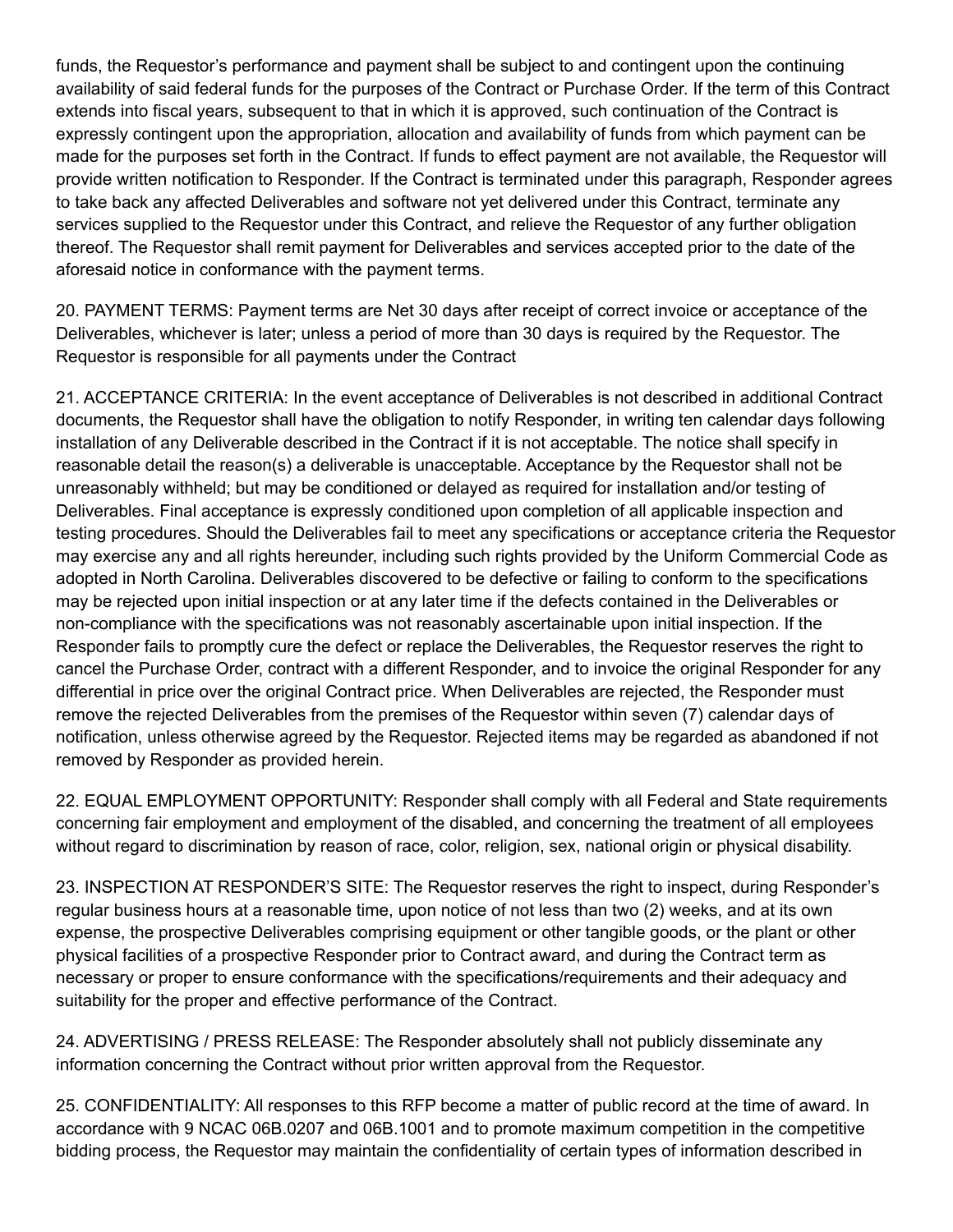funds, the Requestor's performance and payment shall be subject to and contingent upon the continuing availability of said federal funds for the purposes of the Contract or Purchase Order. If the term of this Contract extends into fiscal years, subsequent to that in which it is approved, such continuation of the Contract is expressly contingent upon the appropriation, allocation and availability of funds from which payment can be made for the purposes set forth in the Contract. If funds to effect payment are not available, the Requestor will provide written notification to Responder. If the Contract is terminated under this paragraph, Responder agrees to take back any affected Deliverables and software not yet delivered under this Contract, terminate any services supplied to the Requestor under this Contract, and relieve the Requestor of any further obligation thereof. The Requestor shall remit payment for Deliverables and services accepted prior to the date of the aforesaid notice in conformance with the payment terms.

20. PAYMENT TERMS: Payment terms are Net 30 days after receipt of correct invoice or acceptance of the Deliverables, whichever is later; unless a period of more than 30 days is required by the Requestor. The Requestor is responsible for all payments under the Contract

21. ACCEPTANCE CRITERIA: In the event acceptance of Deliverables is not described in additional Contract documents, the Requestor shall have the obligation to notify Responder, in writing ten calendar days following installation of any Deliverable described in the Contract if it is not acceptable. The notice shall specify in reasonable detail the reason(s) a deliverable is unacceptable. Acceptance by the Requestor shall not be unreasonably withheld; but may be conditioned or delayed as required for installation and/or testing of Deliverables. Final acceptance is expressly conditioned upon completion of all applicable inspection and testing procedures. Should the Deliverables fail to meet any specifications or acceptance criteria the Requestor may exercise any and all rights hereunder, including such rights provided by the Uniform Commercial Code as adopted in North Carolina. Deliverables discovered to be defective or failing to conform to the specifications may be rejected upon initial inspection or at any later time if the defects contained in the Deliverables or non-compliance with the specifications was not reasonably ascertainable upon initial inspection. If the Responder fails to promptly cure the defect or replace the Deliverables, the Requestor reserves the right to cancel the Purchase Order, contract with a different Responder, and to invoice the original Responder for any differential in price over the original Contract price. When Deliverables are rejected, the Responder must remove the rejected Deliverables from the premises of the Requestor within seven (7) calendar days of notification, unless otherwise agreed by the Requestor. Rejected items may be regarded as abandoned if not removed by Responder as provided herein.

22. EQUAL EMPLOYMENT OPPORTUNITY: Responder shall comply with all Federal and State requirements concerning fair employment and employment of the disabled, and concerning the treatment of all employees without regard to discrimination by reason of race, color, religion, sex, national origin or physical disability.

23. INSPECTION AT RESPONDER'S SITE: The Requestor reserves the right to inspect, during Responder's regular business hours at a reasonable time, upon notice of not less than two (2) weeks, and at its own expense, the prospective Deliverables comprising equipment or other tangible goods, or the plant or other physical facilities of a prospective Responder prior to Contract award, and during the Contract term as necessary or proper to ensure conformance with the specifications/requirements and their adequacy and suitability for the proper and effective performance of the Contract.

24. ADVERTISING / PRESS RELEASE: The Responder absolutely shall not publicly disseminate any information concerning the Contract without prior written approval from the Requestor.

25. CONFIDENTIALITY: All responses to this RFP become a matter of public record at the time of award. In accordance with 9 NCAC 06B.0207 and 06B.1001 and to promote maximum competition in the competitive bidding process, the Requestor may maintain the confidentiality of certain types of information described in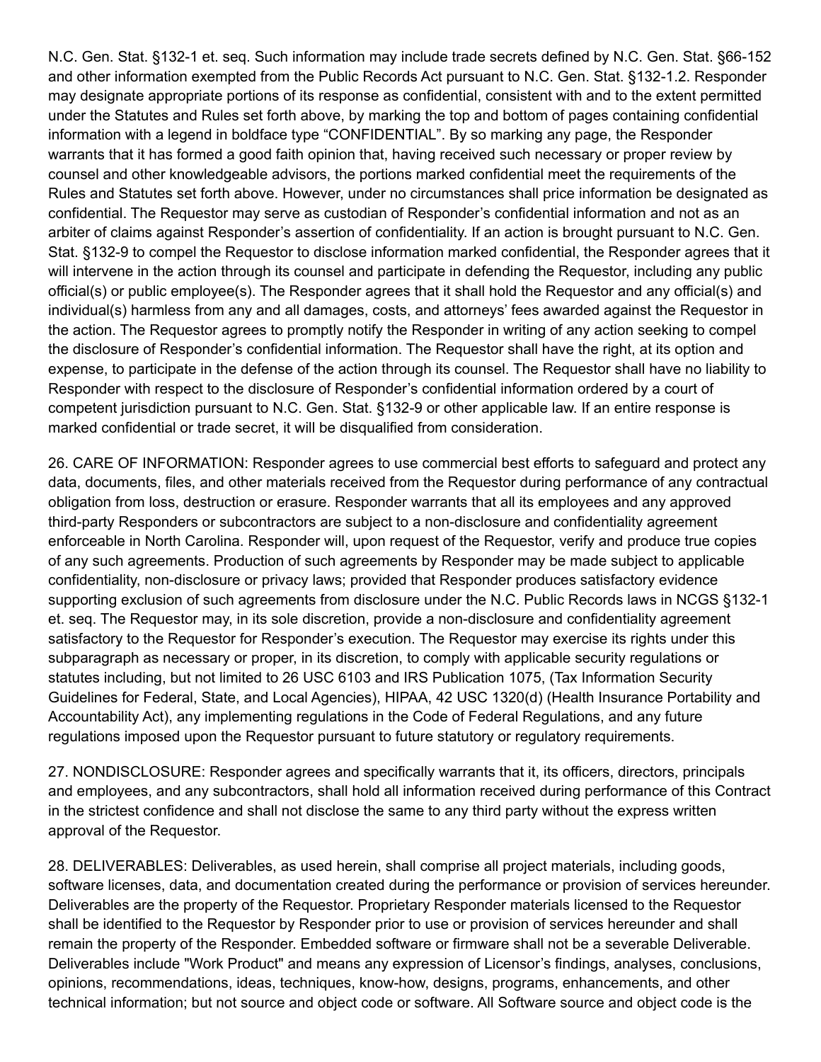N.C. Gen. Stat. §132-1 et. seq. Such information may include trade secrets defined by N.C. Gen. Stat. §66-152 and other information exempted from the Public Records Act pursuant to N.C. Gen. Stat. §132-1.2. Responder may designate appropriate portions of its response as confidential, consistent with and to the extent permitted under the Statutes and Rules set forth above, by marking the top and bottom of pages containing confidential information with a legend in boldface type "CONFIDENTIAL". By so marking any page, the Responder warrants that it has formed a good faith opinion that, having received such necessary or proper review by counsel and other knowledgeable advisors, the portions marked confidential meet the requirements of the Rules and Statutes set forth above. However, under no circumstances shall price information be designated as confidential. The Requestor may serve as custodian of Responder's confidential information and not as an arbiter of claims against Responder's assertion of confidentiality. If an action is brought pursuant to N.C. Gen. Stat. §132-9 to compel the Requestor to disclose information marked confidential, the Responder agrees that it will intervene in the action through its counsel and participate in defending the Requestor, including any public official(s) or public employee(s). The Responder agrees that it shall hold the Requestor and any official(s) and individual(s) harmless from any and all damages, costs, and attorneys' fees awarded against the Requestor in the action. The Requestor agrees to promptly notify the Responder in writing of any action seeking to compel the disclosure of Responder's confidential information. The Requestor shall have the right, at its option and expense, to participate in the defense of the action through its counsel. The Requestor shall have no liability to Responder with respect to the disclosure of Responder's confidential information ordered by a court of competent jurisdiction pursuant to N.C. Gen. Stat. §132-9 or other applicable law. If an entire response is marked confidential or trade secret, it will be disqualified from consideration.

26. CARE OF INFORMATION: Responder agrees to use commercial best efforts to safeguard and protect any data, documents, files, and other materials received from the Requestor during performance of any contractual obligation from loss, destruction or erasure. Responder warrants that all its employees and any approved third-party Responders or subcontractors are subject to a non-disclosure and confidentiality agreement enforceable in North Carolina. Responder will, upon request of the Requestor, verify and produce true copies of any such agreements. Production of such agreements by Responder may be made subject to applicable confidentiality, non-disclosure or privacy laws; provided that Responder produces satisfactory evidence supporting exclusion of such agreements from disclosure under the N.C. Public Records laws in NCGS §132-1 et. seq. The Requestor may, in its sole discretion, provide a non-disclosure and confidentiality agreement satisfactory to the Requestor for Responder's execution. The Requestor may exercise its rights under this subparagraph as necessary or proper, in its discretion, to comply with applicable security regulations or statutes including, but not limited to 26 USC 6103 and IRS Publication 1075, (Tax Information Security Guidelines for Federal, State, and Local Agencies), HIPAA, 42 USC 1320(d) (Health Insurance Portability and Accountability Act), any implementing regulations in the Code of Federal Regulations, and any future regulations imposed upon the Requestor pursuant to future statutory or regulatory requirements.

27. NONDISCLOSURE: Responder agrees and specifically warrants that it, its officers, directors, principals and employees, and any subcontractors, shall hold all information received during performance of this Contract in the strictest confidence and shall not disclose the same to any third party without the express written approval of the Requestor.

28. DELIVERABLES: Deliverables, as used herein, shall comprise all project materials, including goods, software licenses, data, and documentation created during the performance or provision of services hereunder. Deliverables are the property of the Requestor. Proprietary Responder materials licensed to the Requestor shall be identified to the Requestor by Responder prior to use or provision of services hereunder and shall remain the property of the Responder. Embedded software or firmware shall not be a severable Deliverable. Deliverables include "Work Product" and means any expression of Licensor's findings, analyses, conclusions, opinions, recommendations, ideas, techniques, know-how, designs, programs, enhancements, and other technical information; but not source and object code or software. All Software source and object code is the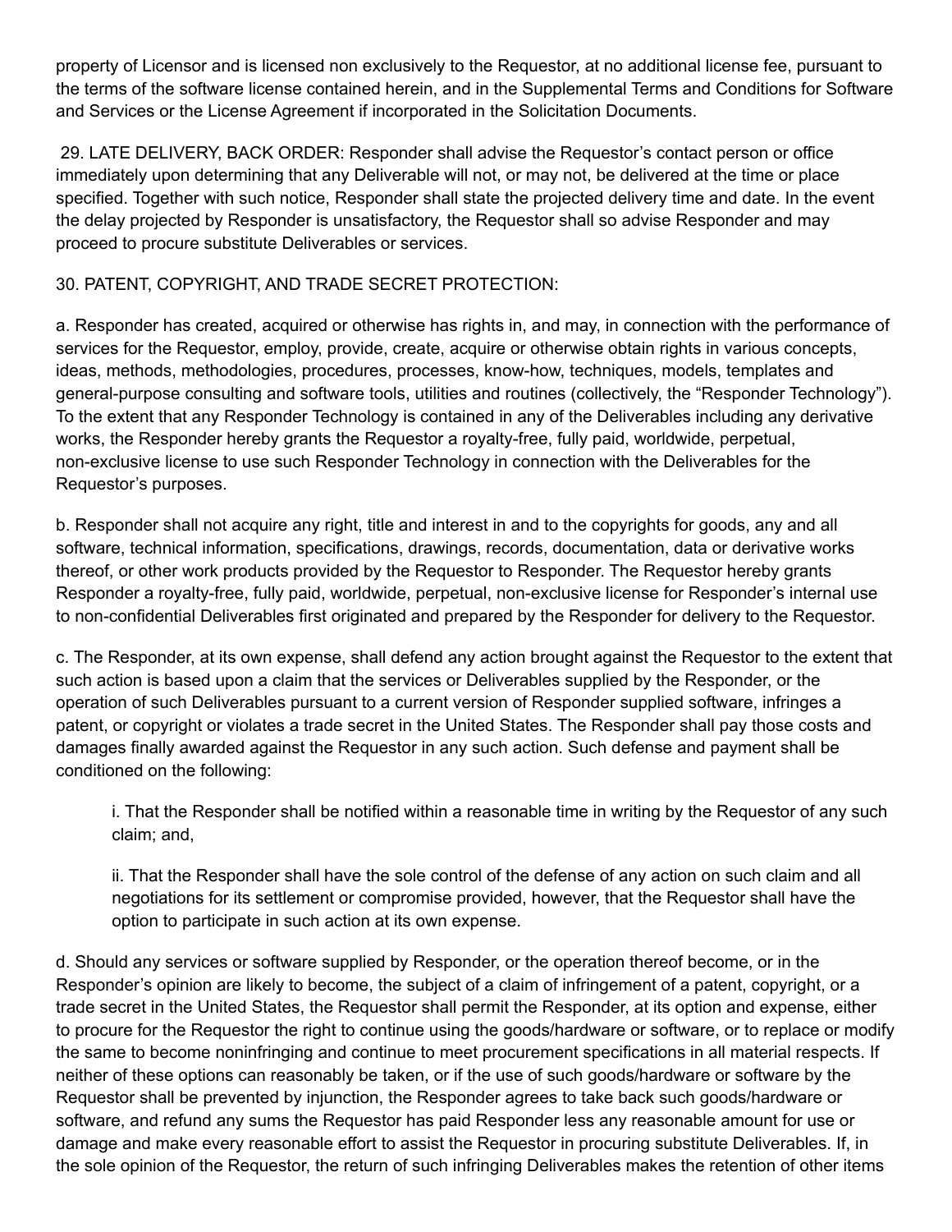property of Licensor and is licensed non exclusively to the Requestor, at no additional license fee, pursuant to the terms of the software license contained herein, and in the Supplemental Terms and Conditions for Software and Services or the License Agreement if incorporated in the Solicitation Documents.

29. LATE DELIVERY, BACK ORDER: Responder shall advise the Requestor's contact person or office immediately upon determining that any Deliverable will not, or may not, be delivered at the time or place specified. Together with such notice, Responder shall state the projected delivery time and date. In the event the delay projected by Responder is unsatisfactory, the Requestor shall so advise Responder and may proceed to procure substitute Deliverables or services.

30. PATENT, COPYRIGHT, AND TRADE SECRET PROTECTION:

a. Responder has created, acquired or otherwise has rights in, and may, in connection with the performance of services for the Requestor, employ, provide, create, acquire or otherwise obtain rights in various concepts, ideas, methods, methodologies, procedures, processes, know-how, techniques, models, templates and general-purpose consulting and software tools, utilities and routines (collectively, the "Responder Technology"). To the extent that any Responder Technology is contained in any of the Deliverables including any derivative works, the Responder hereby grants the Requestor a royalty-free, fully paid, worldwide, perpetual, non-exclusive license to use such Responder Technology in connection with the Deliverables for the Requestor's purposes.

b. Responder shall not acquire any right, title and interest in and to the copyrights for goods, any and all software, technical information, specifications, drawings, records, documentation, data or derivative works thereof, or other work products provided by the Requestor to Responder. The Requestor hereby grants Responder a royalty-free, fully paid, worldwide, perpetual, non-exclusive license for Responder's internal use to non-confidential Deliverables first originated and prepared by the Responder for delivery to the Requestor.

c. The Responder, at its own expense, shall defend any action brought against the Requestor to the extent that such action is based upon a claim that the services or Deliverables supplied by the Responder, or the operation of such Deliverables pursuant to a current version of Responder supplied software, infringes a patent, or copyright or violates a trade secret in the United States. The Responder shall pay those costs and damages finally awarded against the Requestor in any such action. Such defense and payment shall be conditioned on the following:

> i. That the Responder shall be notified within a reasonable time in writing by the Requestor of any such claim; and,
>
> ii. That the Responder shall have the sole control of the defense of any action on such claim and all negotiations for its settlement or compromise provided, however, that the Requestor shall have the option to participate in such action at its own expense.

d. Should any services or software supplied by Responder, or the operation thereof become, or in the Responder's opinion are likely to become, the subject of a claim of infringement of a patent, copyright, or a trade secret in the United States, the Requestor shall permit the Responder, at its option and expense, either to procure for the Requestor the right to continue using the goods/hardware or software, or to replace or modify the same to become noninfringing and continue to meet procurement specifications in all material respects. If neither of these options can reasonably be taken, or if the use of such goods/hardware or software by the Requestor shall be prevented by injunction, the Responder agrees to take back such goods/hardware or software, and refund any sums the Requestor has paid Responder less any reasonable amount for use or damage and make every reasonable effort to assist the Requestor in procuring substitute Deliverables. If, in the sole opinion of the Requestor, the return of such infringing Deliverables makes the retention of other items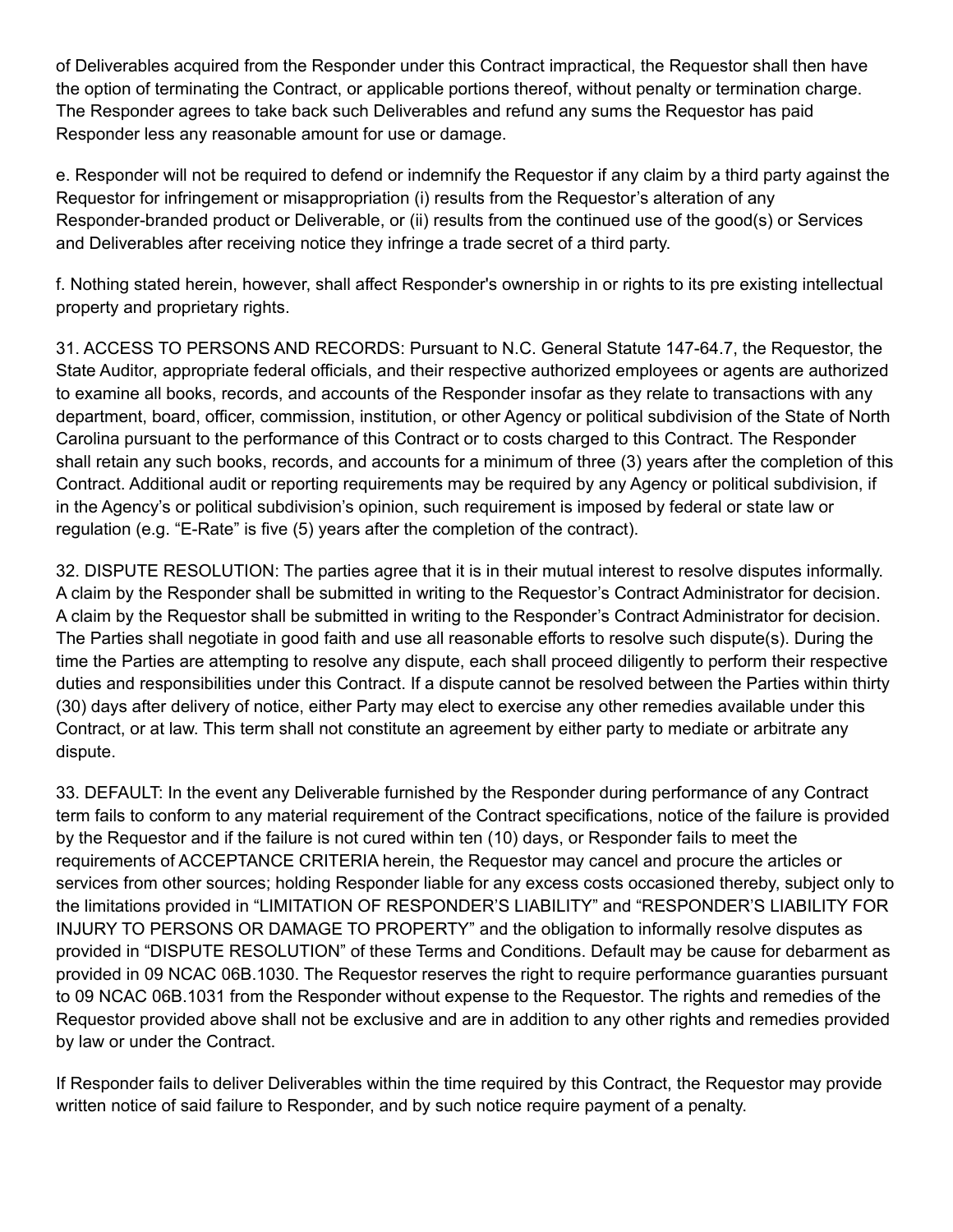of Deliverables acquired from the Responder under this Contract impractical, the Requestor shall then have the option of terminating the Contract, or applicable portions thereof, without penalty or termination charge. The Responder agrees to take back such Deliverables and refund any sums the Requestor has paid Responder less any reasonable amount for use or damage.

e. Responder will not be required to defend or indemnify the Requestor if any claim by a third party against the Requestor for infringement or misappropriation (i) results from the Requestor's alteration of any Responder-branded product or Deliverable, or (ii) results from the continued use of the good(s) or Services and Deliverables after receiving notice they infringe a trade secret of a third party.

f. Nothing stated herein, however, shall affect Responder's ownership in or rights to its pre existing intellectual property and proprietary rights.

31. ACCESS TO PERSONS AND RECORDS: Pursuant to N.C. General Statute 147-64.7, the Requestor, the State Auditor, appropriate federal officials, and their respective authorized employees or agents are authorized to examine all books, records, and accounts of the Responder insofar as they relate to transactions with any department, board, officer, commission, institution, or other Agency or political subdivision of the State of North Carolina pursuant to the performance of this Contract or to costs charged to this Contract. The Responder shall retain any such books, records, and accounts for a minimum of three (3) years after the completion of this Contract. Additional audit or reporting requirements may be required by any Agency or political subdivision, if in the Agency's or political subdivision's opinion, such requirement is imposed by federal or state law or regulation (e.g. "E-Rate" is five (5) years after the completion of the contract).

32. DISPUTE RESOLUTION: The parties agree that it is in their mutual interest to resolve disputes informally. A claim by the Responder shall be submitted in writing to the Requestor's Contract Administrator for decision. A claim by the Requestor shall be submitted in writing to the Responder's Contract Administrator for decision. The Parties shall negotiate in good faith and use all reasonable efforts to resolve such dispute(s). During the time the Parties are attempting to resolve any dispute, each shall proceed diligently to perform their respective duties and responsibilities under this Contract. If a dispute cannot be resolved between the Parties within thirty (30) days after delivery of notice, either Party may elect to exercise any other remedies available under this Contract, or at law. This term shall not constitute an agreement by either party to mediate or arbitrate any dispute.

33. DEFAULT: In the event any Deliverable furnished by the Responder during performance of any Contract term fails to conform to any material requirement of the Contract specifications, notice of the failure is provided by the Requestor and if the failure is not cured within ten (10) days, or Responder fails to meet the requirements of ACCEPTANCE CRITERIA herein, the Requestor may cancel and procure the articles or services from other sources; holding Responder liable for any excess costs occasioned thereby, subject only to the limitations provided in "LIMITATION OF RESPONDER'S LIABILITY" and "RESPONDER'S LIABILITY FOR INJURY TO PERSONS OR DAMAGE TO PROPERTY" and the obligation to informally resolve disputes as provided in "DISPUTE RESOLUTION" of these Terms and Conditions. Default may be cause for debarment as provided in 09 NCAC 06B.1030. The Requestor reserves the right to require performance guaranties pursuant to 09 NCAC 06B.1031 from the Responder without expense to the Requestor. The rights and remedies of the Requestor provided above shall not be exclusive and are in addition to any other rights and remedies provided by law or under the Contract.

If Responder fails to deliver Deliverables within the time required by this Contract, the Requestor may provide written notice of said failure to Responder, and by such notice require payment of a penalty.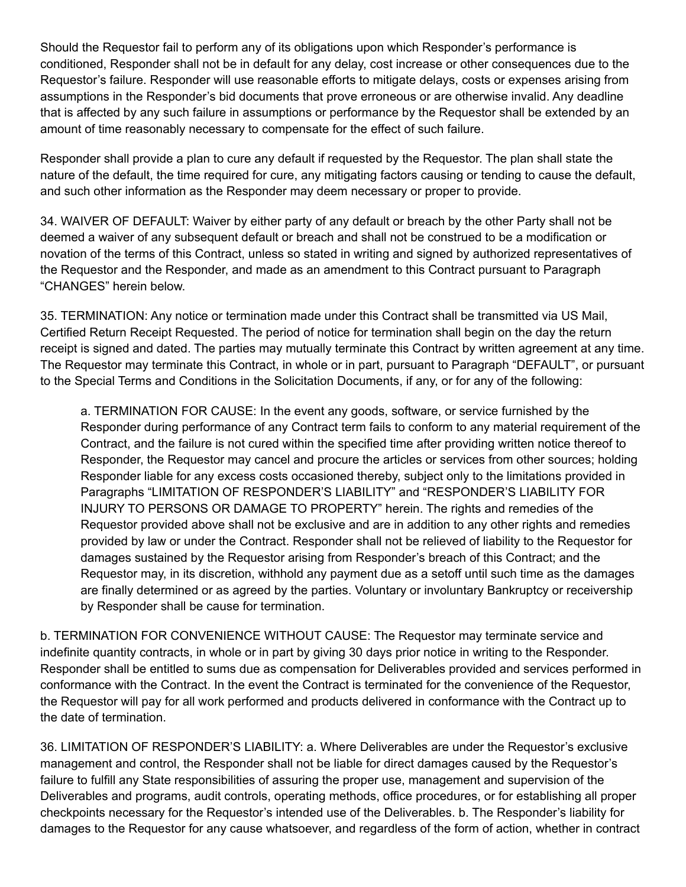Should the Requestor fail to perform any of its obligations upon which Responder's performance is conditioned, Responder shall not be in default for any delay, cost increase or other consequences due to the Requestor's failure. Responder will use reasonable efforts to mitigate delays, costs or expenses arising from assumptions in the Responder's bid documents that prove erroneous or are otherwise invalid. Any deadline that is affected by any such failure in assumptions or performance by the Requestor shall be extended by an amount of time reasonably necessary to compensate for the effect of such failure.

Responder shall provide a plan to cure any default if requested by the Requestor. The plan shall state the nature of the default, the time required for cure, any mitigating factors causing or tending to cause the default, and such other information as the Responder may deem necessary or proper to provide.

34. WAIVER OF DEFAULT: Waiver by either party of any default or breach by the other Party shall not be deemed a waiver of any subsequent default or breach and shall not be construed to be a modification or novation of the terms of this Contract, unless so stated in writing and signed by authorized representatives of the Requestor and the Responder, and made as an amendment to this Contract pursuant to Paragraph "CHANGES" herein below.

35. TERMINATION: Any notice or termination made under this Contract shall be transmitted via US Mail, Certified Return Receipt Requested. The period of notice for termination shall begin on the day the return receipt is signed and dated. The parties may mutually terminate this Contract by written agreement at any time. The Requestor may terminate this Contract, in whole or in part, pursuant to Paragraph "DEFAULT", or pursuant to the Special Terms and Conditions in the Solicitation Documents, if any, or for any of the following:

a. TERMINATION FOR CAUSE: In the event any goods, software, or service furnished by the Responder during performance of any Contract term fails to conform to any material requirement of the Contract, and the failure is not cured within the specified time after providing written notice thereof to Responder, the Requestor may cancel and procure the articles or services from other sources; holding Responder liable for any excess costs occasioned thereby, subject only to the limitations provided in Paragraphs "LIMITATION OF RESPONDER'S LIABILITY" and "RESPONDER'S LIABILITY FOR INJURY TO PERSONS OR DAMAGE TO PROPERTY" herein. The rights and remedies of the Requestor provided above shall not be exclusive and are in addition to any other rights and remedies provided by law or under the Contract. Responder shall not be relieved of liability to the Requestor for damages sustained by the Requestor arising from Responder's breach of this Contract; and the Requestor may, in its discretion, withhold any payment due as a setoff until such time as the damages are finally determined or as agreed by the parties. Voluntary or involuntary Bankruptcy or receivership by Responder shall be cause for termination.

b. TERMINATION FOR CONVENIENCE WITHOUT CAUSE: The Requestor may terminate service and indefinite quantity contracts, in whole or in part by giving 30 days prior notice in writing to the Responder. Responder shall be entitled to sums due as compensation for Deliverables provided and services performed in conformance with the Contract. In the event the Contract is terminated for the convenience of the Requestor, the Requestor will pay for all work performed and products delivered in conformance with the Contract up to the date of termination.

36. LIMITATION OF RESPONDER'S LIABILITY: a. Where Deliverables are under the Requestor's exclusive management and control, the Responder shall not be liable for direct damages caused by the Requestor's failure to fulfill any State responsibilities of assuring the proper use, management and supervision of the Deliverables and programs, audit controls, operating methods, office procedures, or for establishing all proper checkpoints necessary for the Requestor's intended use of the Deliverables. b. The Responder's liability for damages to the Requestor for any cause whatsoever, and regardless of the form of action, whether in contract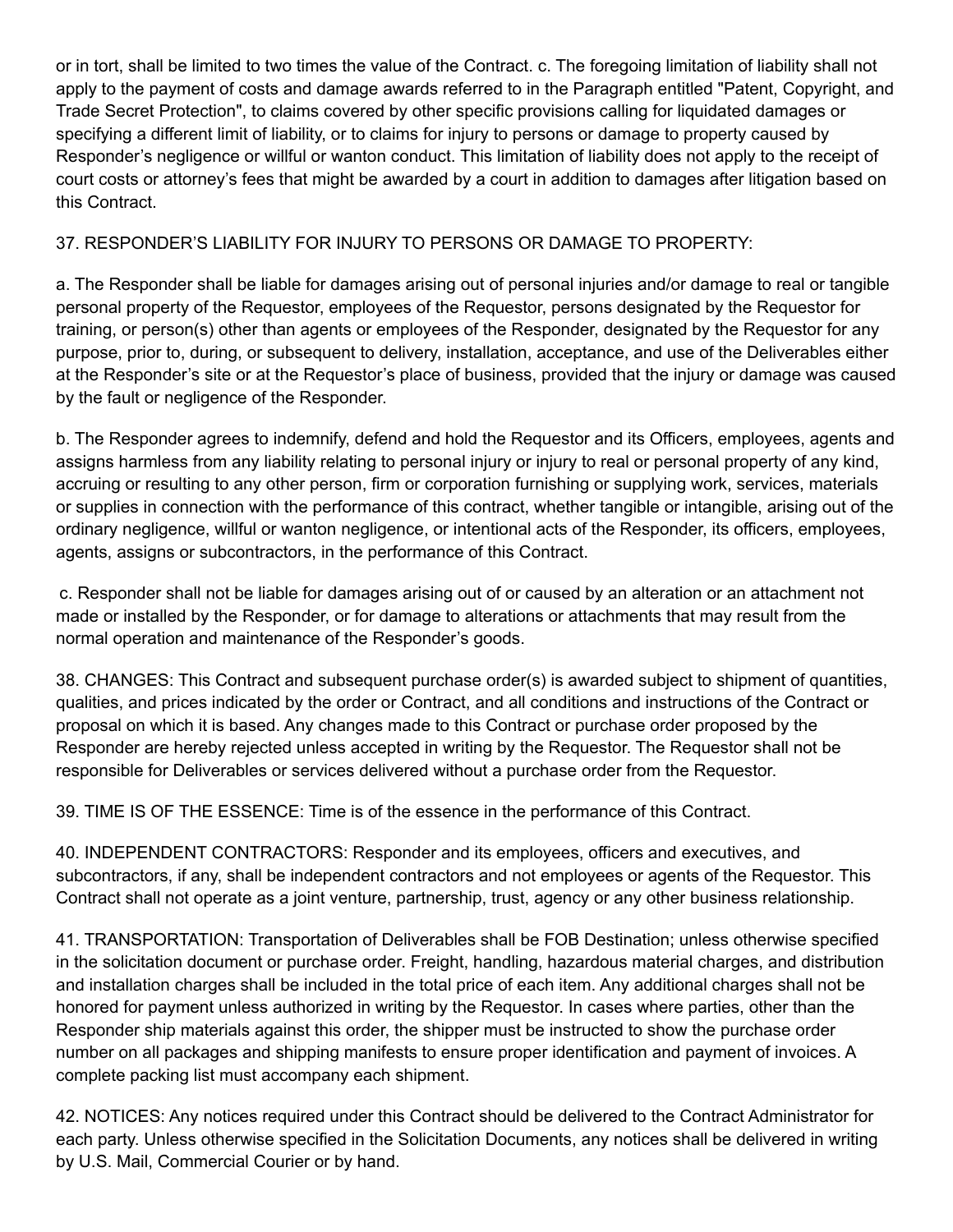or in tort, shall be limited to two times the value of the Contract. c. The foregoing limitation of liability shall not apply to the payment of costs and damage awards referred to in the Paragraph entitled "Patent, Copyright, and Trade Secret Protection", to claims covered by other specific provisions calling for liquidated damages or specifying a different limit of liability, or to claims for injury to persons or damage to property caused by Responder's negligence or willful or wanton conduct. This limitation of liability does not apply to the receipt of court costs or attorney's fees that might be awarded by a court in addition to damages after litigation based on this Contract.

37. RESPONDER'S LIABILITY FOR INJURY TO PERSONS OR DAMAGE TO PROPERTY:

a. The Responder shall be liable for damages arising out of personal injuries and/or damage to real or tangible personal property of the Requestor, employees of the Requestor, persons designated by the Requestor for training, or person(s) other than agents or employees of the Responder, designated by the Requestor for any purpose, prior to, during, or subsequent to delivery, installation, acceptance, and use of the Deliverables either at the Responder's site or at the Requestor's place of business, provided that the injury or damage was caused by the fault or negligence of the Responder.

b. The Responder agrees to indemnify, defend and hold the Requestor and its Officers, employees, agents and assigns harmless from any liability relating to personal injury or injury to real or personal property of any kind, accruing or resulting to any other person, firm or corporation furnishing or supplying work, services, materials or supplies in connection with the performance of this contract, whether tangible or intangible, arising out of the ordinary negligence, willful or wanton negligence, or intentional acts of the Responder, its officers, employees, agents, assigns or subcontractors, in the performance of this Contract.

c. Responder shall not be liable for damages arising out of or caused by an alteration or an attachment not made or installed by the Responder, or for damage to alterations or attachments that may result from the normal operation and maintenance of the Responder's goods.

38. CHANGES: This Contract and subsequent purchase order(s) is awarded subject to shipment of quantities, qualities, and prices indicated by the order or Contract, and all conditions and instructions of the Contract or proposal on which it is based. Any changes made to this Contract or purchase order proposed by the Responder are hereby rejected unless accepted in writing by the Requestor. The Requestor shall not be responsible for Deliverables or services delivered without a purchase order from the Requestor.

39. TIME IS OF THE ESSENCE: Time is of the essence in the performance of this Contract.

40. INDEPENDENT CONTRACTORS: Responder and its employees, officers and executives, and subcontractors, if any, shall be independent contractors and not employees or agents of the Requestor. This Contract shall not operate as a joint venture, partnership, trust, agency or any other business relationship.

41. TRANSPORTATION: Transportation of Deliverables shall be FOB Destination; unless otherwise specified in the solicitation document or purchase order. Freight, handling, hazardous material charges, and distribution and installation charges shall be included in the total price of each item. Any additional charges shall not be honored for payment unless authorized in writing by the Requestor. In cases where parties, other than the Responder ship materials against this order, the shipper must be instructed to show the purchase order number on all packages and shipping manifests to ensure proper identification and payment of invoices. A complete packing list must accompany each shipment.

42. NOTICES: Any notices required under this Contract should be delivered to the Contract Administrator for each party. Unless otherwise specified in the Solicitation Documents, any notices shall be delivered in writing by U.S. Mail, Commercial Courier or by hand.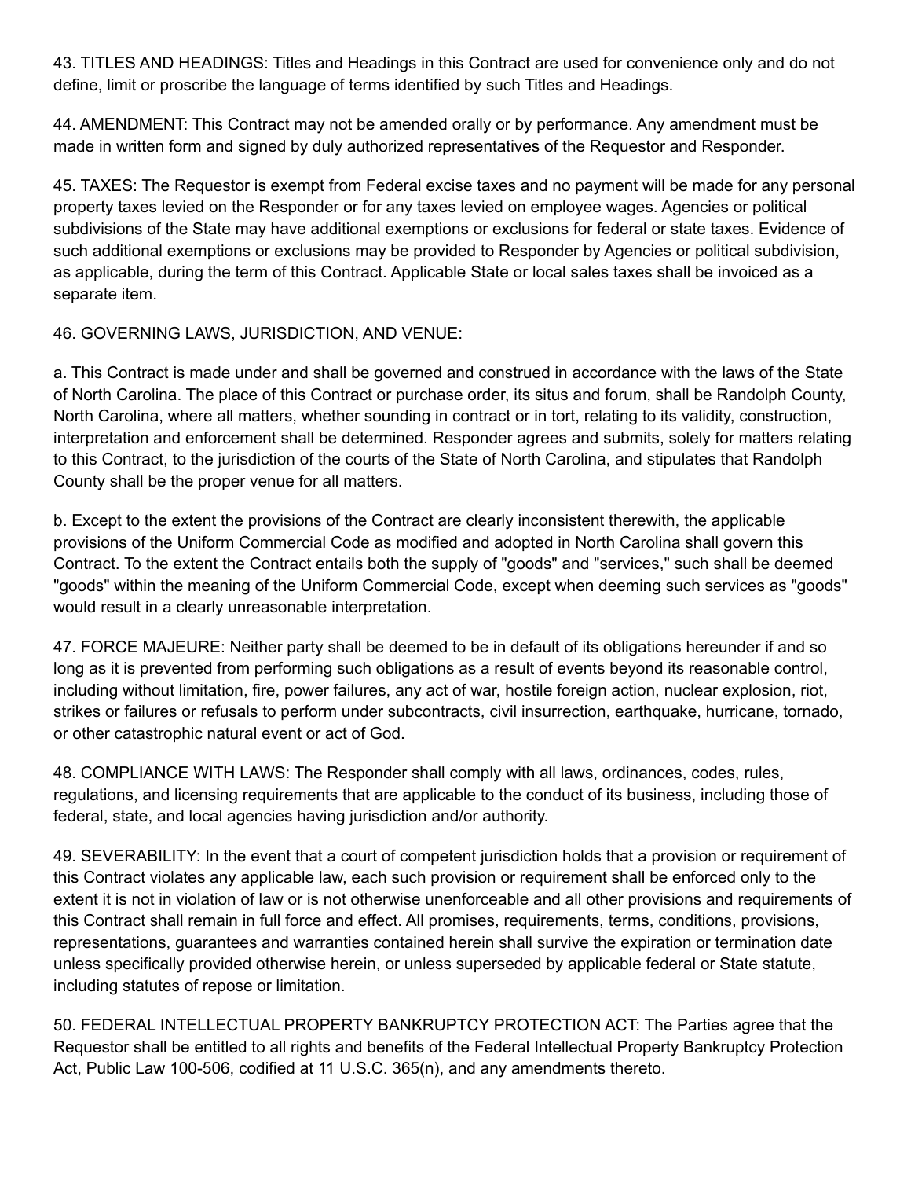43. TITLES AND HEADINGS: Titles and Headings in this Contract are used for convenience only and do not define, limit or proscribe the language of terms identified by such Titles and Headings.

44. AMENDMENT: This Contract may not be amended orally or by performance. Any amendment must be made in written form and signed by duly authorized representatives of the Requestor and Responder.

45. TAXES: The Requestor is exempt from Federal excise taxes and no payment will be made for any personal property taxes levied on the Responder or for any taxes levied on employee wages. Agencies or political subdivisions of the State may have additional exemptions or exclusions for federal or state taxes. Evidence of such additional exemptions or exclusions may be provided to Responder by Agencies or political subdivision, as applicable, during the term of this Contract. Applicable State or local sales taxes shall be invoiced as a separate item.

46. GOVERNING LAWS, JURISDICTION, AND VENUE:

a. This Contract is made under and shall be governed and construed in accordance with the laws of the State of North Carolina. The place of this Contract or purchase order, its situs and forum, shall be Randolph County, North Carolina, where all matters, whether sounding in contract or in tort, relating to its validity, construction, interpretation and enforcement shall be determined. Responder agrees and submits, solely for matters relating to this Contract, to the jurisdiction of the courts of the State of North Carolina, and stipulates that Randolph County shall be the proper venue for all matters.

b. Except to the extent the provisions of the Contract are clearly inconsistent therewith, the applicable provisions of the Uniform Commercial Code as modified and adopted in North Carolina shall govern this Contract. To the extent the Contract entails both the supply of "goods" and "services," such shall be deemed "goods" within the meaning of the Uniform Commercial Code, except when deeming such services as "goods" would result in a clearly unreasonable interpretation.

47. FORCE MAJEURE: Neither party shall be deemed to be in default of its obligations hereunder if and so long as it is prevented from performing such obligations as a result of events beyond its reasonable control, including without limitation, fire, power failures, any act of war, hostile foreign action, nuclear explosion, riot, strikes or failures or refusals to perform under subcontracts, civil insurrection, earthquake, hurricane, tornado, or other catastrophic natural event or act of God.

48. COMPLIANCE WITH LAWS: The Responder shall comply with all laws, ordinances, codes, rules, regulations, and licensing requirements that are applicable to the conduct of its business, including those of federal, state, and local agencies having jurisdiction and/or authority.

49. SEVERABILITY: In the event that a court of competent jurisdiction holds that a provision or requirement of this Contract violates any applicable law, each such provision or requirement shall be enforced only to the extent it is not in violation of law or is not otherwise unenforceable and all other provisions and requirements of this Contract shall remain in full force and effect. All promises, requirements, terms, conditions, provisions, representations, guarantees and warranties contained herein shall survive the expiration or termination date unless specifically provided otherwise herein, or unless superseded by applicable federal or State statute, including statutes of repose or limitation.

50. FEDERAL INTELLECTUAL PROPERTY BANKRUPTCY PROTECTION ACT: The Parties agree that the Requestor shall be entitled to all rights and benefits of the Federal Intellectual Property Bankruptcy Protection Act, Public Law 100-506, codified at 11 U.S.C. 365(n), and any amendments thereto.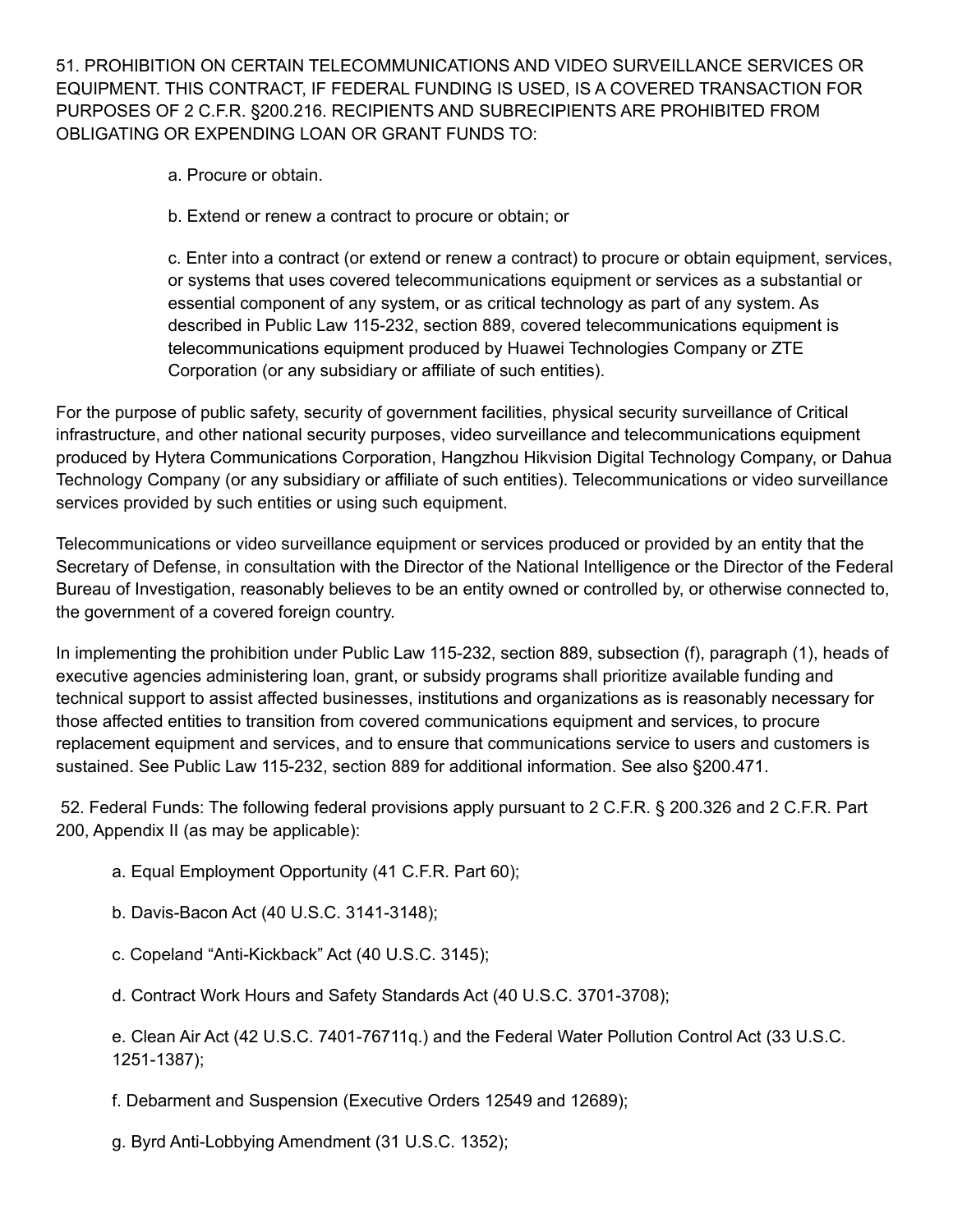51. PROHIBITION ON CERTAIN TELECOMMUNICATIONS AND VIDEO SURVEILLANCE SERVICES OR EQUIPMENT. THIS CONTRACT, IF FEDERAL FUNDING IS USED, IS A COVERED TRANSACTION FOR PURPOSES OF 2 C.F.R. §200.216. RECIPIENTS AND SUBRECIPIENTS ARE PROHIBITED FROM OBLIGATING OR EXPENDING LOAN OR GRANT FUNDS TO:

a. Procure or obtain.

b. Extend or renew a contract to procure or obtain; or

c. Enter into a contract (or extend or renew a contract) to procure or obtain equipment, services, or systems that uses covered telecommunications equipment or services as a substantial or essential component of any system, or as critical technology as part of any system. As described in Public Law 115-232, section 889, covered telecommunications equipment is telecommunications equipment produced by Huawei Technologies Company or ZTE Corporation (or any subsidiary or affiliate of such entities).

For the purpose of public safety, security of government facilities, physical security surveillance of Critical infrastructure, and other national security purposes, video surveillance and telecommunications equipment produced by Hytera Communications Corporation, Hangzhou Hikvision Digital Technology Company, or Dahua Technology Company (or any subsidiary or affiliate of such entities). Telecommunications or video surveillance services provided by such entities or using such equipment.

Telecommunications or video surveillance equipment or services produced or provided by an entity that the Secretary of Defense, in consultation with the Director of the National Intelligence or the Director of the Federal Bureau of Investigation, reasonably believes to be an entity owned or controlled by, or otherwise connected to, the government of a covered foreign country.

In implementing the prohibition under Public Law 115-232, section 889, subsection (f), paragraph (1), heads of executive agencies administering loan, grant, or subsidy programs shall prioritize available funding and technical support to assist affected businesses, institutions and organizations as is reasonably necessary for those affected entities to transition from covered communications equipment and services, to procure replacement equipment and services, and to ensure that communications service to users and customers is sustained. See Public Law 115-232, section 889 for additional information. See also §200.471.

52. Federal Funds: The following federal provisions apply pursuant to 2 C.F.R. § 200.326 and 2 C.F.R. Part 200, Appendix II (as may be applicable):

a. Equal Employment Opportunity (41 C.F.R. Part 60);

b. Davis-Bacon Act (40 U.S.C. 3141-3148);

c. Copeland "Anti-Kickback" Act (40 U.S.C. 3145);

d. Contract Work Hours and Safety Standards Act (40 U.S.C. 3701-3708);

e. Clean Air Act (42 U.S.C. 7401-76711q.) and the Federal Water Pollution Control Act (33 U.S.C. 1251-1387);

f. Debarment and Suspension (Executive Orders 12549 and 12689);

g. Byrd Anti-Lobbying Amendment (31 U.S.C. 1352);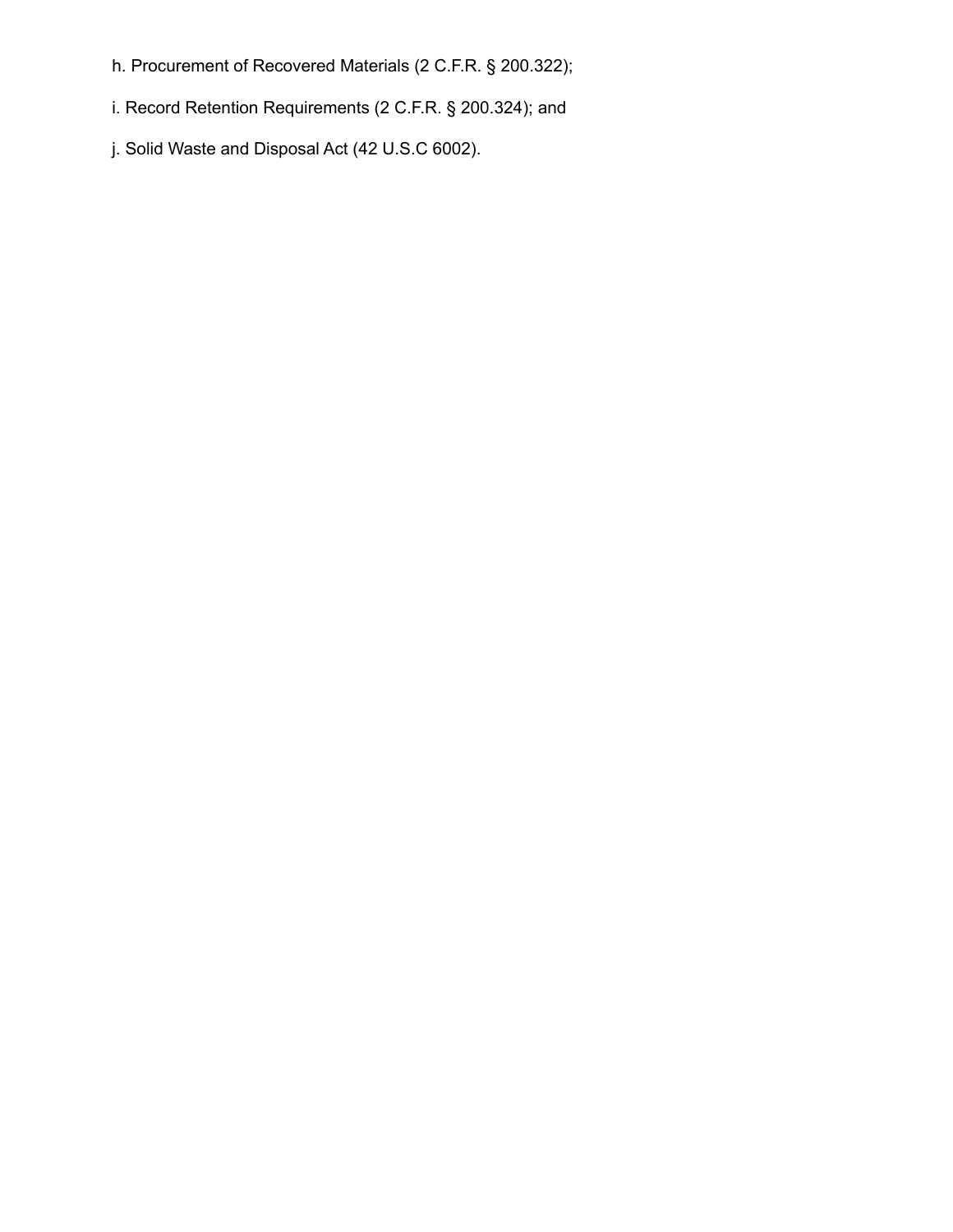h. Procurement of Recovered Materials (2 C.F.R. § 200.322);

i. Record Retention Requirements (2 C.F.R. § 200.324); and

j. Solid Waste and Disposal Act (42 U.S.C 6002).